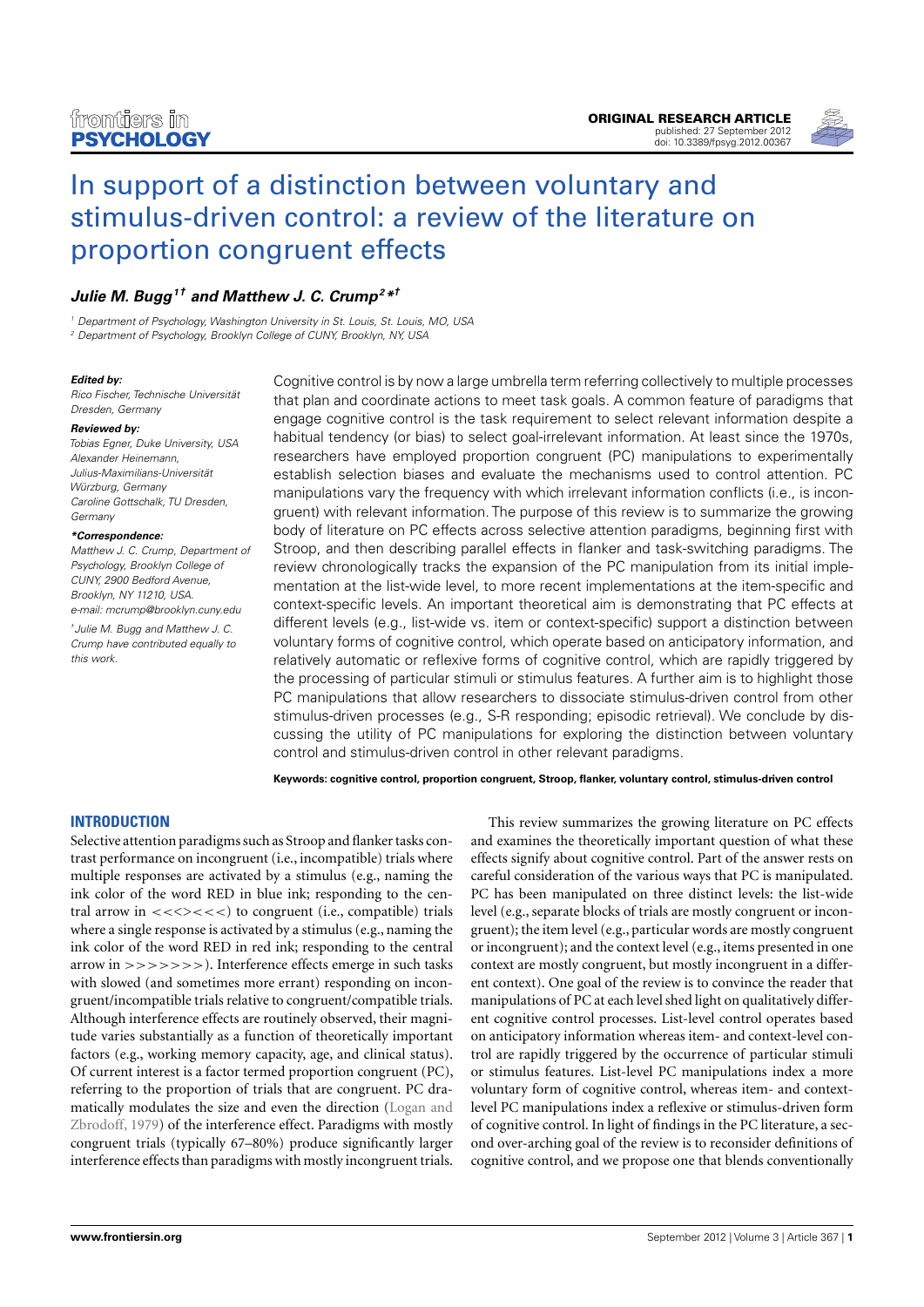# In support of a distinction between voluntary and stimulus-driven control: a review of the literature on proportion congruent effects

***Julie M. Bugg[1†] and Matthew J. C. Crump[2*†]***

[1] Department of Psychology, Washington University in St. Louis, St. Louis, MO, USA
[2] Department of Psychology, Brooklyn College of CUNY, Brooklyn, NY, USA

***Edited by:***
*Rico Fischer, Technische Universität Dresden, Germany*

***Reviewed by:***
*Tobias Egner, Duke University, USA*
*Alexander Heinemann, Julius-Maximilians-Universität Würzburg, Germany*
*Caroline Gottschalk, TU Dresden, Germany*

***\*Correspondence:***
*Matthew J. C. Crump, Department of Psychology, Brooklyn College of CUNY, 2900 Bedford Avenue, Brooklyn, NY 11210, USA.*
*e-mail: mcrump@brooklyn.cuny.edu*

*† Julie M. Bugg and Matthew J. C. Crump have contributed equally to this work.*

Cognitive control is by now a large umbrella term referring collectively to multiple processes that plan and coordinate actions to meet task goals. A common feature of paradigms that engage cognitive control is the task requirement to select relevant information despite a habitual tendency (or bias) to select goal-irrelevant information. At least since the 1970s, researchers have employed proportion congruent (PC) manipulations to experimentally establish selection biases and evaluate the mechanisms used to control attention. PC manipulations vary the frequency with which irrelevant information conflicts (i.e., is incongruent) with relevant information. The purpose of this review is to summarize the growing body of literature on PC effects across selective attention paradigms, beginning first with Stroop, and then describing parallel effects in flanker and task-switching paradigms. The review chronologically tracks the expansion of the PC manipulation from its initial implementation at the list-wide level, to more recent implementations at the item-specific and context-specific levels. An important theoretical aim is demonstrating that PC effects at different levels (e.g., list-wide vs. item or context-specific) support a distinction between voluntary forms of cognitive control, which operate based on anticipatory information, and relatively automatic or reflexive forms of cognitive control, which are rapidly triggered by the processing of particular stimuli or stimulus features. A further aim is to highlight those PC manipulations that allow researchers to dissociate stimulus-driven control from other stimulus-driven processes (e.g., S-R responding; episodic retrieval). We conclude by discussing the utility of PC manipulations for exploring the distinction between voluntary control and stimulus-driven control in other relevant paradigms.

**Keywords: cognitive control, proportion congruent, Stroop, flanker, voluntary control, stimulus-driven control**

## INTRODUCTION

Selective attention paradigms such as Stroop and flanker tasks contrast performance on incongruent (i.e., incompatible) trials where multiple responses are activated by a stimulus (e.g., naming the ink color of the word RED in blue ink; responding to the central arrow in <<<><<<) to congruent (i.e., compatible) trials where a single response is activated by a stimulus (e.g., naming the ink color of the word RED in red ink; responding to the central arrow in >>>>>>>). Interference effects emerge in such tasks with slowed (and sometimes more errant) responding on incongruent/incompatible trials relative to congruent/compatible trials. Although interference effects are routinely observed, their magnitude varies substantially as a function of theoretically important factors (e.g., working memory capacity, age, and clinical status). Of current interest is a factor termed proportion congruent (PC), referring to the proportion of trials that are congruent. PC dramatically modulates the size and even the direction (Logan and Zbrodoff, 1979) of the interference effect. Paradigms with mostly congruent trials (typically 67–80%) produce significantly larger interference effects than paradigms with mostly incongruent trials.

This review summarizes the growing literature on PC effects and examines the theoretically important question of what these effects signify about cognitive control. Part of the answer rests on careful consideration of the various ways that PC is manipulated. PC has been manipulated on three distinct levels: the list-wide level (e.g., separate blocks of trials are mostly congruent or incongruent); the item level (e.g., particular words are mostly congruent or incongruent); and the context level (e.g., items presented in one context are mostly congruent, but mostly incongruent in a different context). One goal of the review is to convince the reader that manipulations of PC at each level shed light on qualitatively different cognitive control processes. List-level control operates based on anticipatory information whereas item- and context-level control are rapidly triggered by the occurrence of particular stimuli or stimulus features. List-level PC manipulations index a more voluntary form of cognitive control, whereas item- and context-level PC manipulations index a reflexive or stimulus-driven form of cognitive control. In light of findings in the PC literature, a second over-arching goal of the review is to reconsider definitions of cognitive control, and we propose one that blends conventionally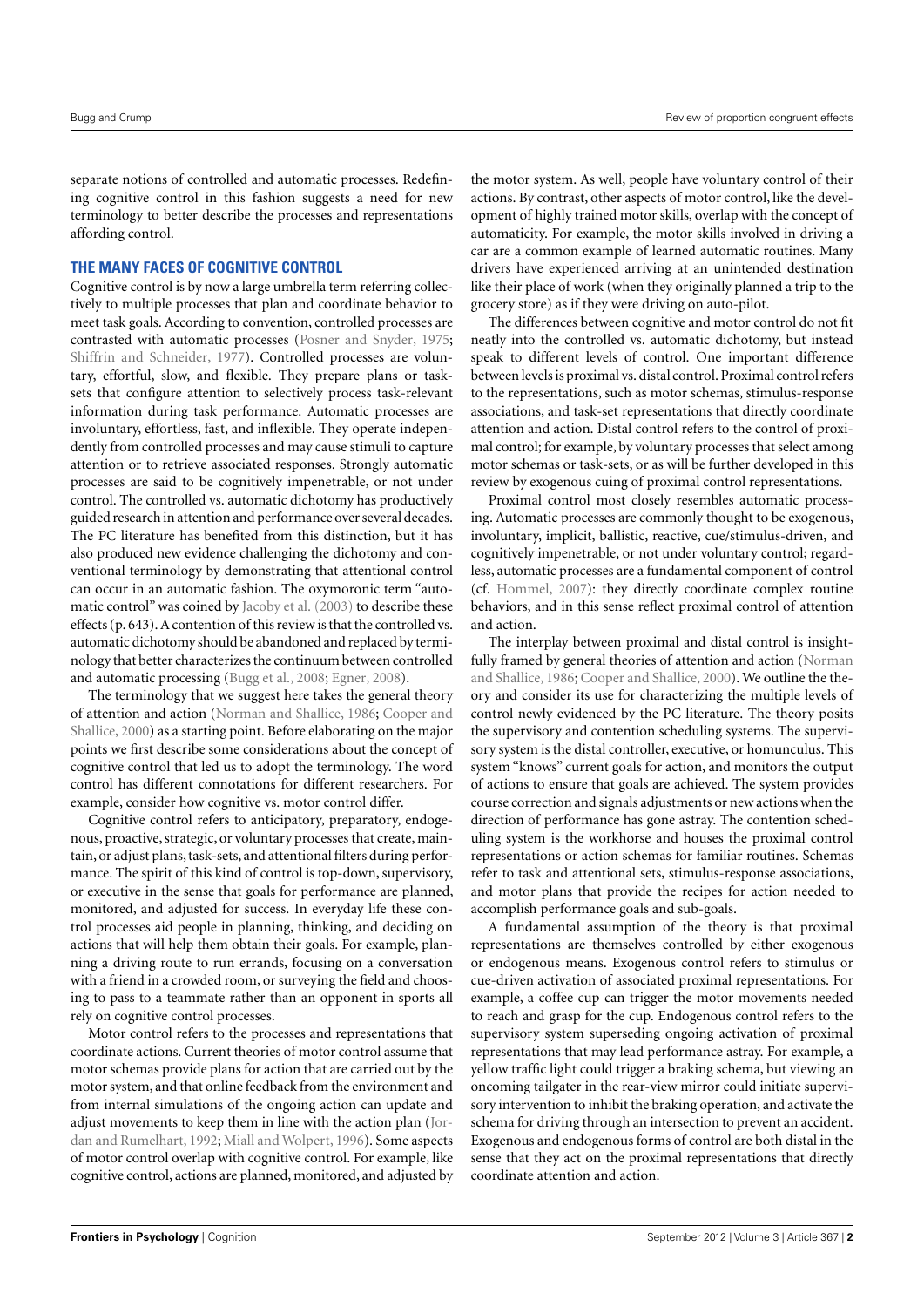separate notions of controlled and automatic processes. Redefining cognitive control in this fashion suggests a need for new terminology to better describe the processes and representations affording control.

## THE MANY FACES OF COGNITIVE CONTROL

Cognitive control is by now a large umbrella term referring collectively to multiple processes that plan and coordinate behavior to meet task goals. According to convention, controlled processes are contrasted with automatic processes (Posner and Snyder, 1975; Shiffrin and Schneider, 1977). Controlled processes are voluntary, effortful, slow, and flexible. They prepare plans or task-sets that configure attention to selectively process task-relevant information during task performance. Automatic processes are involuntary, effortless, fast, and inflexible. They operate independently from controlled processes and may cause stimuli to capture attention or to retrieve associated responses. Strongly automatic processes are said to be cognitively impenetrable, or not under control. The controlled vs. automatic dichotomy has productively guided research in attention and performance over several decades. The PC literature has benefited from this distinction, but it has also produced new evidence challenging the dichotomy and conventional terminology by demonstrating that attentional control can occur in an automatic fashion. The oxymoronic term "automatic control" was coined by Jacoby et al. (2003) to describe these effects (p. 643). A contention of this review is that the controlled vs. automatic dichotomy should be abandoned and replaced by terminology that better characterizes the continuum between controlled and automatic processing (Bugg et al., 2008; Egner, 2008).

The terminology that we suggest here takes the general theory of attention and action (Norman and Shallice, 1986; Cooper and Shallice, 2000) as a starting point. Before elaborating on the major points we first describe some considerations about the concept of cognitive control that led us to adopt the terminology. The word control has different connotations for different researchers. For example, consider how cognitive vs. motor control differ.

Cognitive control refers to anticipatory, preparatory, endogenous, proactive, strategic, or voluntary processes that create, maintain, or adjust plans, task-sets, and attentional filters during performance. The spirit of this kind of control is top-down, supervisory, or executive in the sense that goals for performance are planned, monitored, and adjusted for success. In everyday life these control processes aid people in planning, thinking, and deciding on actions that will help them obtain their goals. For example, planning a driving route to run errands, focusing on a conversation with a friend in a crowded room, or surveying the field and choosing to pass to a teammate rather than an opponent in sports all rely on cognitive control processes.

Motor control refers to the processes and representations that coordinate actions. Current theories of motor control assume that motor schemas provide plans for action that are carried out by the motor system, and that online feedback from the environment and from internal simulations of the ongoing action can update and adjust movements to keep them in line with the action plan (Jordan and Rumelhart, 1992; Miall and Wolpert, 1996). Some aspects of motor control overlap with cognitive control. For example, like cognitive control, actions are planned, monitored, and adjusted by the motor system. As well, people have voluntary control of their actions. By contrast, other aspects of motor control, like the development of highly trained motor skills, overlap with the concept of automaticity. For example, the motor skills involved in driving a car are a common example of learned automatic routines. Many drivers have experienced arriving at an unintended destination like their place of work (when they originally planned a trip to the grocery store) as if they were driving on auto-pilot.

The differences between cognitive and motor control do not fit neatly into the controlled vs. automatic dichotomy, but instead speak to different levels of control. One important difference between levels is proximal vs. distal control. Proximal control refers to the representations, such as motor schemas, stimulus-response associations, and task-set representations that directly coordinate attention and action. Distal control refers to the control of proximal control; for example, by voluntary processes that select among motor schemas or task-sets, or as will be further developed in this review by exogenous cuing of proximal control representations.

Proximal control most closely resembles automatic processing. Automatic processes are commonly thought to be exogenous, involuntary, implicit, ballistic, reactive, cue/stimulus-driven, and cognitively impenetrable, or not under voluntary control; regardless, automatic processes are a fundamental component of control (cf. Hommel, 2007): they directly coordinate complex routine behaviors, and in this sense reflect proximal control of attention and action.

The interplay between proximal and distal control is insightfully framed by general theories of attention and action (Norman and Shallice, 1986; Cooper and Shallice, 2000). We outline the theory and consider its use for characterizing the multiple levels of control newly evidenced by the PC literature. The theory posits the supervisory and contention scheduling systems. The supervisory system is the distal controller, executive, or homunculus. This system "knows" current goals for action, and monitors the output of actions to ensure that goals are achieved. The system provides course correction and signals adjustments or new actions when the direction of performance has gone astray. The contention scheduling system is the workhorse and houses the proximal control representations or action schemas for familiar routines. Schemas refer to task and attentional sets, stimulus-response associations, and motor plans that provide the recipes for action needed to accomplish performance goals and sub-goals.

A fundamental assumption of the theory is that proximal representations are themselves controlled by either exogenous or endogenous means. Exogenous control refers to stimulus or cue-driven activation of associated proximal representations. For example, a coffee cup can trigger the motor movements needed to reach and grasp for the cup. Endogenous control refers to the supervisory system superseding ongoing activation of proximal representations that may lead performance astray. For example, a yellow traffic light could trigger a braking schema, but viewing an oncoming tailgater in the rear-view mirror could initiate supervisory intervention to inhibit the braking operation, and activate the schema for driving through an intersection to prevent an accident. Exogenous and endogenous forms of control are both distal in the sense that they act on the proximal representations that directly coordinate attention and action.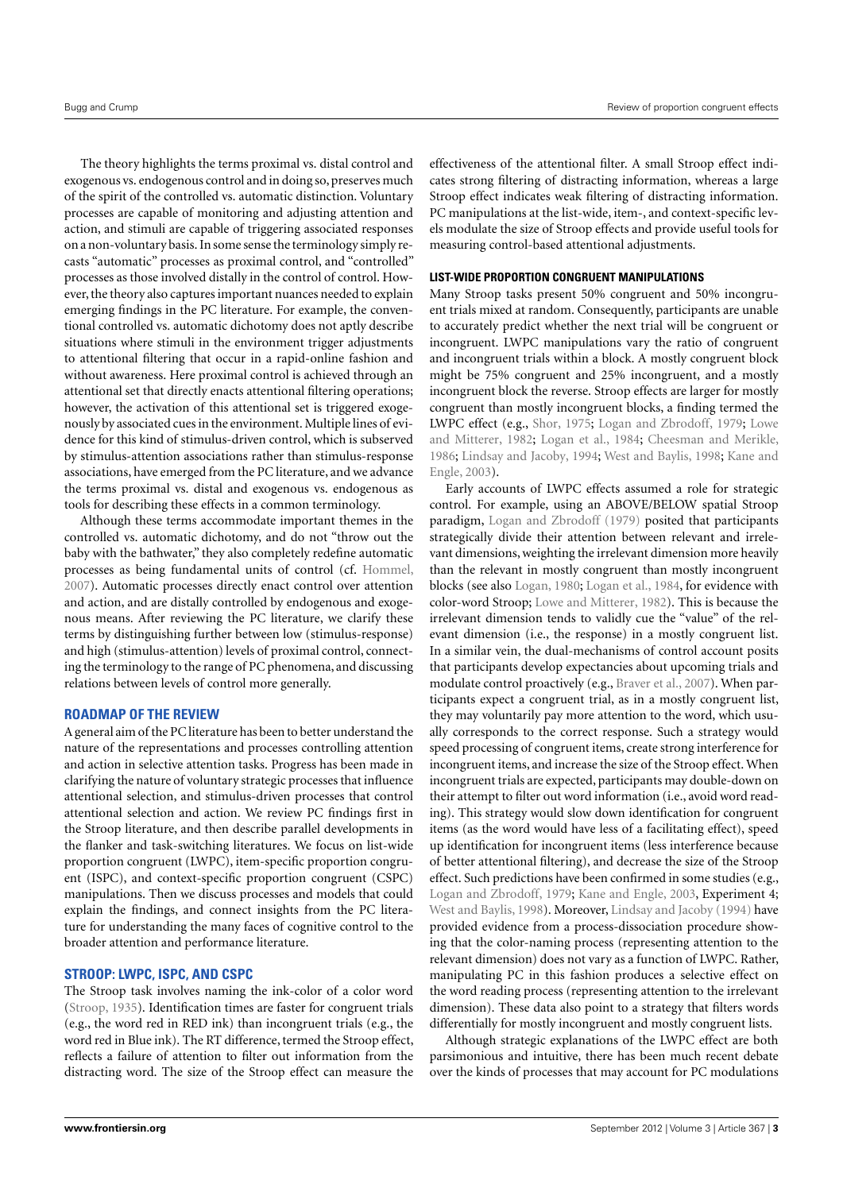The theory highlights the terms proximal vs. distal control and exogenous vs. endogenous control and in doing so, preserves much of the spirit of the controlled vs. automatic distinction. Voluntary processes are capable of monitoring and adjusting attention and action, and stimuli are capable of triggering associated responses on a non-voluntary basis. In some sense the terminology simply recasts "automatic" processes as proximal control, and "controlled" processes as those involved distally in the control of control. However, the theory also captures important nuances needed to explain emerging findings in the PC literature. For example, the conventional controlled vs. automatic dichotomy does not aptly describe situations where stimuli in the environment trigger adjustments to attentional filtering that occur in a rapid-online fashion and without awareness. Here proximal control is achieved through an attentional set that directly enacts attentional filtering operations; however, the activation of this attentional set is triggered exogenously by associated cues in the environment. Multiple lines of evidence for this kind of stimulus-driven control, which is subserved by stimulus-attention associations rather than stimulus-response associations, have emerged from the PC literature, and we advance the terms proximal vs. distal and exogenous vs. endogenous as tools for describing these effects in a common terminology.

Although these terms accommodate important themes in the controlled vs. automatic dichotomy, and do not "throw out the baby with the bathwater," they also completely redefine automatic processes as being fundamental units of control (cf. Hommel, 2007). Automatic processes directly enact control over attention and action, and are distally controlled by endogenous and exogenous means. After reviewing the PC literature, we clarify these terms by distinguishing further between low (stimulus-response) and high (stimulus-attention) levels of proximal control, connecting the terminology to the range of PC phenomena, and discussing relations between levels of control more generally.

## ROADMAP OF THE REVIEW

A general aim of the PC literature has been to better understand the nature of the representations and processes controlling attention and action in selective attention tasks. Progress has been made in clarifying the nature of voluntary strategic processes that influence attentional selection, and stimulus-driven processes that control attentional selection and action. We review PC findings first in the Stroop literature, and then describe parallel developments in the flanker and task-switching literatures. We focus on list-wide proportion congruent (LWPC), item-specific proportion congruent (ISPC), and context-specific proportion congruent (CSPC) manipulations. Then we discuss processes and models that could explain the findings, and connect insights from the PC literature for understanding the many faces of cognitive control to the broader attention and performance literature.

## STROOP: LWPC, ISPC, AND CSPC

The Stroop task involves naming the ink-color of a color word (Stroop, 1935). Identification times are faster for congruent trials (e.g., the word red in RED ink) than incongruent trials (e.g., the word red in Blue ink). The RT difference, termed the Stroop effect, reflects a failure of attention to filter out information from the distracting word. The size of the Stroop effect can measure the effectiveness of the attentional filter. A small Stroop effect indicates strong filtering of distracting information, whereas a large Stroop effect indicates weak filtering of distracting information. PC manipulations at the list-wide, item-, and context-specific levels modulate the size of Stroop effects and provide useful tools for measuring control-based attentional adjustments.

### LIST-WIDE PROPORTION CONGRUENT MANIPULATIONS

Many Stroop tasks present 50% congruent and 50% incongruent trials mixed at random. Consequently, participants are unable to accurately predict whether the next trial will be congruent or incongruent. LWPC manipulations vary the ratio of congruent and incongruent trials within a block. A mostly congruent block might be 75% congruent and 25% incongruent, and a mostly incongruent block the reverse. Stroop effects are larger for mostly congruent than mostly incongruent blocks, a finding termed the LWPC effect (e.g., Shor, 1975; Logan and Zbrodoff, 1979; Lowe and Mitterer, 1982; Logan et al., 1984; Cheesman and Merikle, 1986; Lindsay and Jacoby, 1994; West and Baylis, 1998; Kane and Engle, 2003).

Early accounts of LWPC effects assumed a role for strategic control. For example, using an ABOVE/BELOW spatial Stroop paradigm, Logan and Zbrodoff (1979) posited that participants strategically divide their attention between relevant and irrelevant dimensions, weighting the irrelevant dimension more heavily than the relevant in mostly congruent than mostly incongruent blocks (see also Logan, 1980; Logan et al., 1984, for evidence with color-word Stroop; Lowe and Mitterer, 1982). This is because the irrelevant dimension tends to validly cue the "value" of the relevant dimension (i.e., the response) in a mostly congruent list. In a similar vein, the dual-mechanisms of control account posits that participants develop expectancies about upcoming trials and modulate control proactively (e.g., Braver et al., 2007). When participants expect a congruent trial, as in a mostly congruent list, they may voluntarily pay more attention to the word, which usually corresponds to the correct response. Such a strategy would speed processing of congruent items, create strong interference for incongruent items, and increase the size of the Stroop effect. When incongruent trials are expected, participants may double-down on their attempt to filter out word information (i.e., avoid word reading). This strategy would slow down identification for congruent items (as the word would have less of a facilitating effect), speed up identification for incongruent items (less interference because of better attentional filtering), and decrease the size of the Stroop effect. Such predictions have been confirmed in some studies (e.g., Logan and Zbrodoff, 1979; Kane and Engle, 2003, Experiment 4; West and Baylis, 1998). Moreover, Lindsay and Jacoby (1994) have provided evidence from a process-dissociation procedure showing that the color-naming process (representing attention to the relevant dimension) does not vary as a function of LWPC. Rather, manipulating PC in this fashion produces a selective effect on the word reading process (representing attention to the irrelevant dimension). These data also point to a strategy that filters words differentially for mostly incongruent and mostly congruent lists.

Although strategic explanations of the LWPC effect are both parsimonious and intuitive, there has been much recent debate over the kinds of processes that may account for PC modulations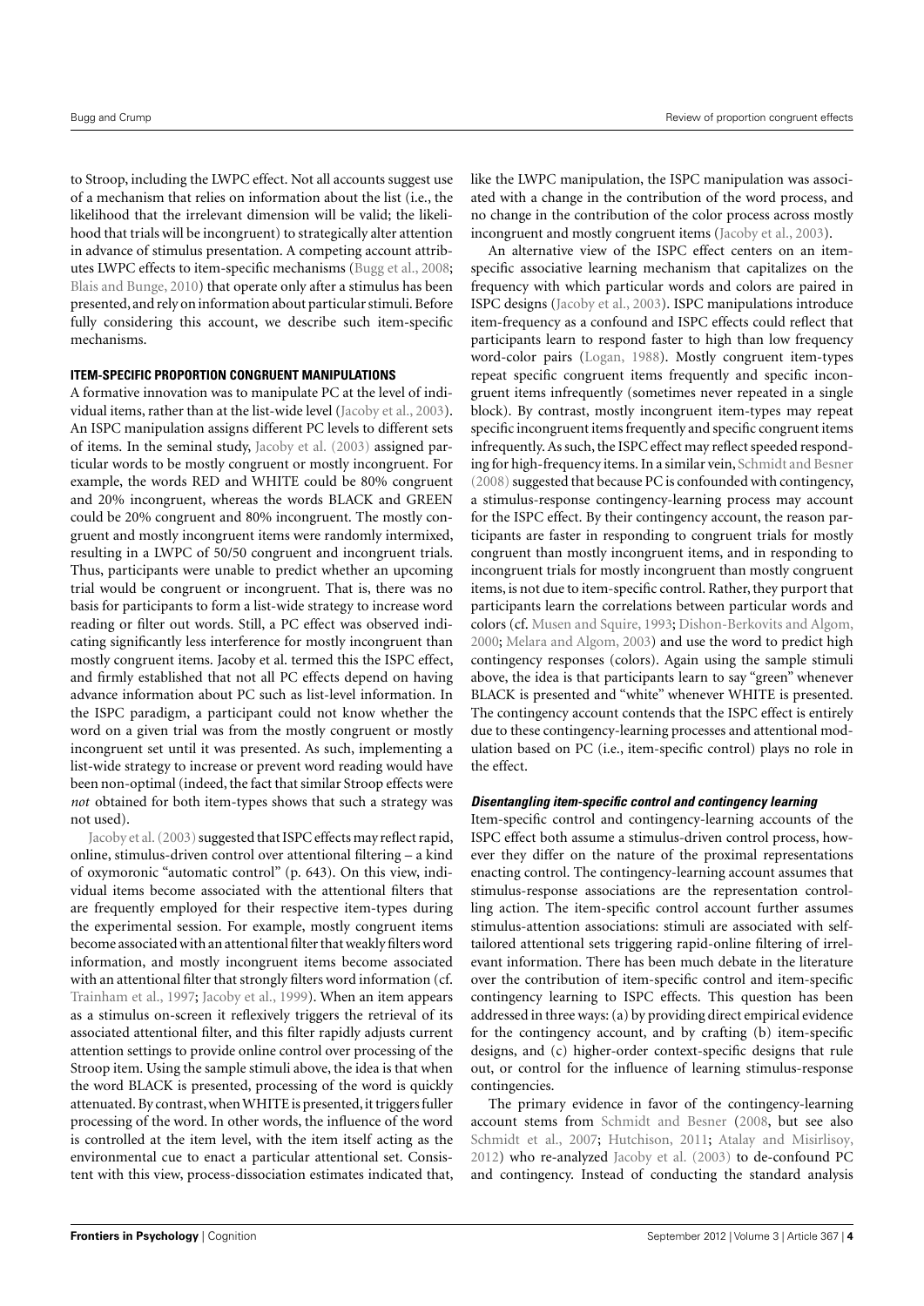to Stroop, including the LWPC effect. Not all accounts suggest use of a mechanism that relies on information about the list (i.e., the likelihood that the irrelevant dimension will be valid; the likelihood that trials will be incongruent) to strategically alter attention in advance of stimulus presentation. A competing account attributes LWPC effects to item-specific mechanisms (Bugg et al., 2008; Blais and Bunge, 2010) that operate only after a stimulus has been presented, and rely on information about particular stimuli. Before fully considering this account, we describe such item-specific mechanisms.

### ITEM-SPECIFIC PROPORTION CONGRUENT MANIPULATIONS

A formative innovation was to manipulate PC at the level of individual items, rather than at the list-wide level (Jacoby et al., 2003). An ISPC manipulation assigns different PC levels to different sets of items. In the seminal study, Jacoby et al. (2003) assigned particular words to be mostly congruent or mostly incongruent. For example, the words RED and WHITE could be 80% congruent and 20% incongruent, whereas the words BLACK and GREEN could be 20% congruent and 80% incongruent. The mostly congruent and mostly incongruent items were randomly intermixed, resulting in a LWPC of 50/50 congruent and incongruent trials. Thus, participants were unable to predict whether an upcoming trial would be congruent or incongruent. That is, there was no basis for participants to form a list-wide strategy to increase word reading or filter out words. Still, a PC effect was observed indicating significantly less interference for mostly incongruent than mostly congruent items. Jacoby et al. termed this the ISPC effect, and firmly established that not all PC effects depend on having advance information about PC such as list-level information. In the ISPC paradigm, a participant could not know whether the word on a given trial was from the mostly congruent or mostly incongruent set until it was presented. As such, implementing a list-wide strategy to increase or prevent word reading would have been non-optimal (indeed, the fact that similar Stroop effects were *not* obtained for both item-types shows that such a strategy was not used).

Jacoby et al. (2003) suggested that ISPC effects may reflect rapid, online, stimulus-driven control over attentional filtering – a kind of oxymoronic "automatic control" (p. 643). On this view, individual items become associated with the attentional filters that are frequently employed for their respective item-types during the experimental session. For example, mostly congruent items become associated with an attentional filter that weakly filters word information, and mostly incongruent items become associated with an attentional filter that strongly filters word information (cf. Trainham et al., 1997; Jacoby et al., 1999). When an item appears as a stimulus on-screen it reflexively triggers the retrieval of its associated attentional filter, and this filter rapidly adjusts current attention settings to provide online control over processing of the Stroop item. Using the sample stimuli above, the idea is that when the word BLACK is presented, processing of the word is quickly attenuated. By contrast, when WHITE is presented, it triggers fuller processing of the word. In other words, the influence of the word is controlled at the item level, with the item itself acting as the environmental cue to enact a particular attentional set. Consistent with this view, process-dissociation estimates indicated that, like the LWPC manipulation, the ISPC manipulation was associated with a change in the contribution of the word process, and no change in the contribution of the color process across mostly incongruent and mostly congruent items (Jacoby et al., 2003).

An alternative view of the ISPC effect centers on an item-specific associative learning mechanism that capitalizes on the frequency with which particular words and colors are paired in ISPC designs (Jacoby et al., 2003). ISPC manipulations introduce item-frequency as a confound and ISPC effects could reflect that participants learn to respond faster to high than low frequency word-color pairs (Logan, 1988). Mostly congruent item-types repeat specific congruent items frequently and specific incongruent items infrequently (sometimes never repeated in a single block). By contrast, mostly incongruent item-types may repeat specific incongruent items frequently and specific congruent items infrequently. As such, the ISPC effect may reflect speeded responding for high-frequency items. In a similar vein, Schmidt and Besner (2008) suggested that because PC is confounded with contingency, a stimulus-response contingency-learning process may account for the ISPC effect. By their contingency account, the reason participants are faster in responding to congruent trials for mostly congruent than mostly incongruent items, and in responding to incongruent trials for mostly incongruent than mostly congruent items, is not due to item-specific control. Rather, they purport that participants learn the correlations between particular words and colors (cf. Musen and Squire, 1993; Dishon-Berkovits and Algom, 2000; Melara and Algom, 2003) and use the word to predict high contingency responses (colors). Again using the sample stimuli above, the idea is that participants learn to say "green" whenever BLACK is presented and "white" whenever WHITE is presented. The contingency account contends that the ISPC effect is entirely due to these contingency-learning processes and attentional modulation based on PC (i.e., item-specific control) plays no role in the effect.

#### *Disentangling item-specific control and contingency learning*

Item-specific control and contingency-learning accounts of the ISPC effect both assume a stimulus-driven control process, however they differ on the nature of the proximal representations enacting control. The contingency-learning account assumes that stimulus-response associations are the representation controlling action. The item-specific control account further assumes stimulus-attention associations: stimuli are associated with self-tailored attentional sets triggering rapid-online filtering of irrelevant information. There has been much debate in the literature over the contribution of item-specific control and item-specific contingency learning to ISPC effects. This question has been addressed in three ways: (a) by providing direct empirical evidence for the contingency account, and by crafting (b) item-specific designs, and (c) higher-order context-specific designs that rule out, or control for the influence of learning stimulus-response contingencies.

The primary evidence in favor of the contingency-learning account stems from Schmidt and Besner (2008, but see also Schmidt et al., 2007; Hutchison, 2011; Atalay and Misirlisoy, 2012) who re-analyzed Jacoby et al. (2003) to de-confound PC and contingency. Instead of conducting the standard analysis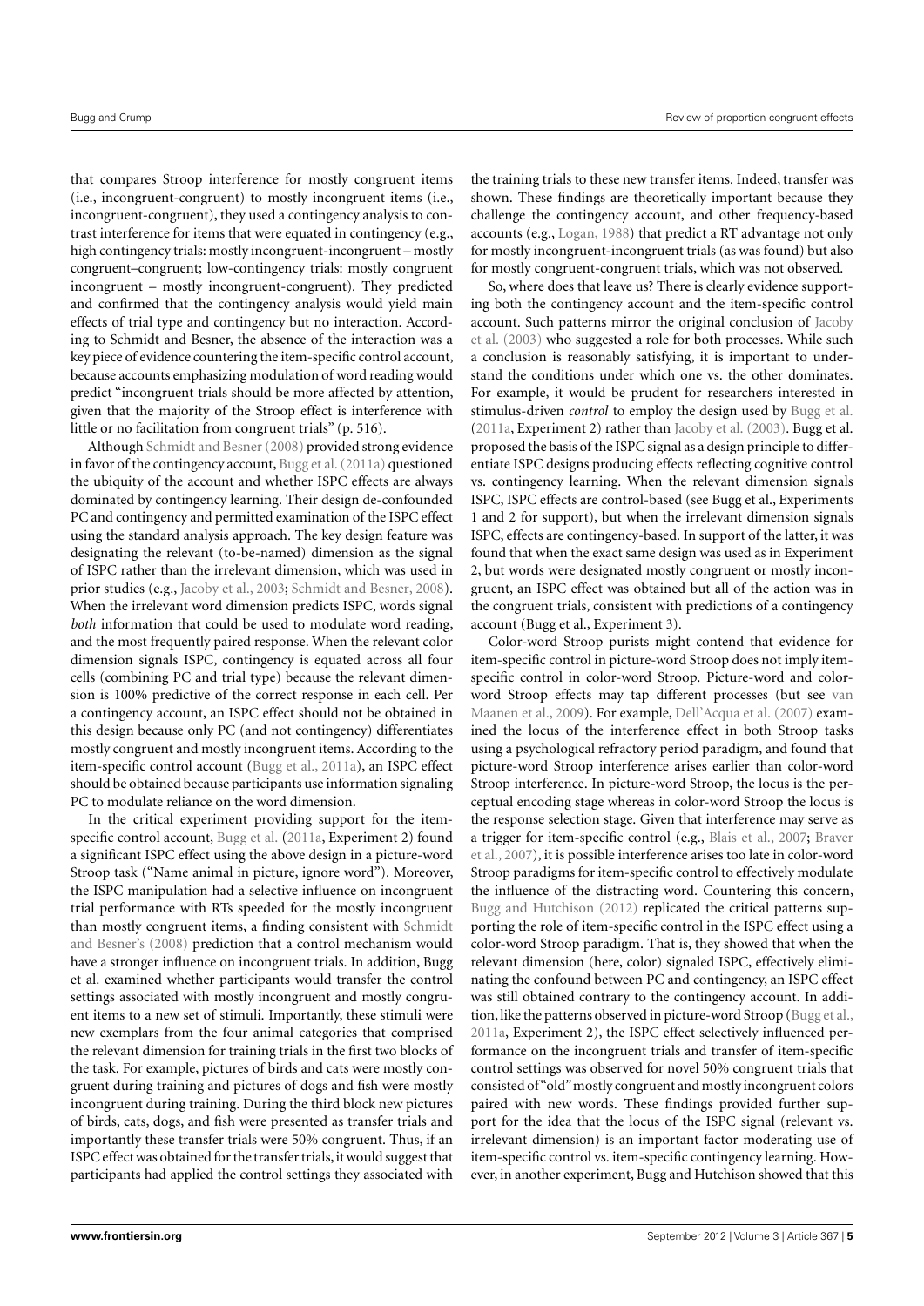that compares Stroop interference for mostly congruent items (i.e., incongruent-congruent) to mostly incongruent items (i.e., incongruent-congruent), they used a contingency analysis to contrast interference for items that were equated in contingency (e.g., high contingency trials: mostly incongruent-incongruent – mostly congruent–congruent; low-contingency trials: mostly congruent incongruent – mostly incongruent-congruent). They predicted and confirmed that the contingency analysis would yield main effects of trial type and contingency but no interaction. According to Schmidt and Besner, the absence of the interaction was a key piece of evidence countering the item-specific control account, because accounts emphasizing modulation of word reading would predict "incongruent trials should be more affected by attention, given that the majority of the Stroop effect is interference with little or no facilitation from congruent trials" (p. 516).

Although Schmidt and Besner (2008) provided strong evidence in favor of the contingency account, Bugg et al. (2011a) questioned the ubiquity of the account and whether ISPC effects are always dominated by contingency learning. Their design de-confounded PC and contingency and permitted examination of the ISPC effect using the standard analysis approach. The key design feature was designating the relevant (to-be-named) dimension as the signal of ISPC rather than the irrelevant dimension, which was used in prior studies (e.g., Jacoby et al., 2003; Schmidt and Besner, 2008). When the irrelevant word dimension predicts ISPC, words signal *both* information that could be used to modulate word reading, and the most frequently paired response. When the relevant color dimension signals ISPC, contingency is equated across all four cells (combining PC and trial type) because the relevant dimension is 100% predictive of the correct response in each cell. Per a contingency account, an ISPC effect should not be obtained in this design because only PC (and not contingency) differentiates mostly congruent and mostly incongruent items. According to the item-specific control account (Bugg et al., 2011a), an ISPC effect should be obtained because participants use information signaling PC to modulate reliance on the word dimension.

In the critical experiment providing support for the item-specific control account, Bugg et al. (2011a, Experiment 2) found a significant ISPC effect using the above design in a picture-word Stroop task ("Name animal in picture, ignore word"). Moreover, the ISPC manipulation had a selective influence on incongruent trial performance with RTs speeded for the mostly incongruent than mostly congruent items, a finding consistent with Schmidt and Besner's (2008) prediction that a control mechanism would have a stronger influence on incongruent trials. In addition, Bugg et al. examined whether participants would transfer the control settings associated with mostly incongruent and mostly congruent items to a new set of stimuli. Importantly, these stimuli were new exemplars from the four animal categories that comprised the relevant dimension for training trials in the first two blocks of the task. For example, pictures of birds and cats were mostly congruent during training and pictures of dogs and fish were mostly incongruent during training. During the third block new pictures of birds, cats, dogs, and fish were presented as transfer trials and importantly these transfer trials were 50% congruent. Thus, if an ISPC effect was obtained for the transfer trials, it would suggest that participants had applied the control settings they associated with the training trials to these new transfer items. Indeed, transfer was shown. These findings are theoretically important because they challenge the contingency account, and other frequency-based accounts (e.g., Logan, 1988) that predict a RT advantage not only for mostly incongruent-incongruent trials (as was found) but also for mostly congruent-congruent trials, which was not observed.

So, where does that leave us? There is clearly evidence supporting both the contingency account and the item-specific control account. Such patterns mirror the original conclusion of Jacoby et al. (2003) who suggested a role for both processes. While such a conclusion is reasonably satisfying, it is important to understand the conditions under which one vs. the other dominates. For example, it would be prudent for researchers interested in stimulus-driven *control* to employ the design used by Bugg et al. (2011a, Experiment 2) rather than Jacoby et al. (2003). Bugg et al. proposed the basis of the ISPC signal as a design principle to differentiate ISPC designs producing effects reflecting cognitive control vs. contingency learning. When the relevant dimension signals ISPC, ISPC effects are control-based (see Bugg et al., Experiments 1 and 2 for support), but when the irrelevant dimension signals ISPC, effects are contingency-based. In support of the latter, it was found that when the exact same design was used as in Experiment 2, but words were designated mostly congruent or mostly incongruent, an ISPC effect was obtained but all of the action was in the congruent trials, consistent with predictions of a contingency account (Bugg et al., Experiment 3).

Color-word Stroop purists might contend that evidence for item-specific control in picture-word Stroop does not imply item-specific control in color-word Stroop. Picture-word and color-word Stroop effects may tap different processes (but see van Maanen et al., 2009). For example, Dell'Acqua et al. (2007) examined the locus of the interference effect in both Stroop tasks using a psychological refractory period paradigm, and found that picture-word Stroop interference arises earlier than color-word Stroop interference. In picture-word Stroop, the locus is the perceptual encoding stage whereas in color-word Stroop the locus is the response selection stage. Given that interference may serve as a trigger for item-specific control (e.g., Blais et al., 2007; Braver et al., 2007), it is possible interference arises too late in color-word Stroop paradigms for item-specific control to effectively modulate the influence of the distracting word. Countering this concern, Bugg and Hutchison (2012) replicated the critical patterns supporting the role of item-specific control in the ISPC effect using a color-word Stroop paradigm. That is, they showed that when the relevant dimension (here, color) signaled ISPC, effectively eliminating the confound between PC and contingency, an ISPC effect was still obtained contrary to the contingency account. In addition, like the patterns observed in picture-word Stroop (Bugg et al., 2011a, Experiment 2), the ISPC effect selectively influenced performance on the incongruent trials and transfer of item-specific control settings was observed for novel 50% congruent trials that consisted of "old" mostly congruent and mostly incongruent colors paired with new words. These findings provided further support for the idea that the locus of the ISPC signal (relevant vs. irrelevant dimension) is an important factor moderating use of item-specific control vs. item-specific contingency learning. However, in another experiment, Bugg and Hutchison showed that this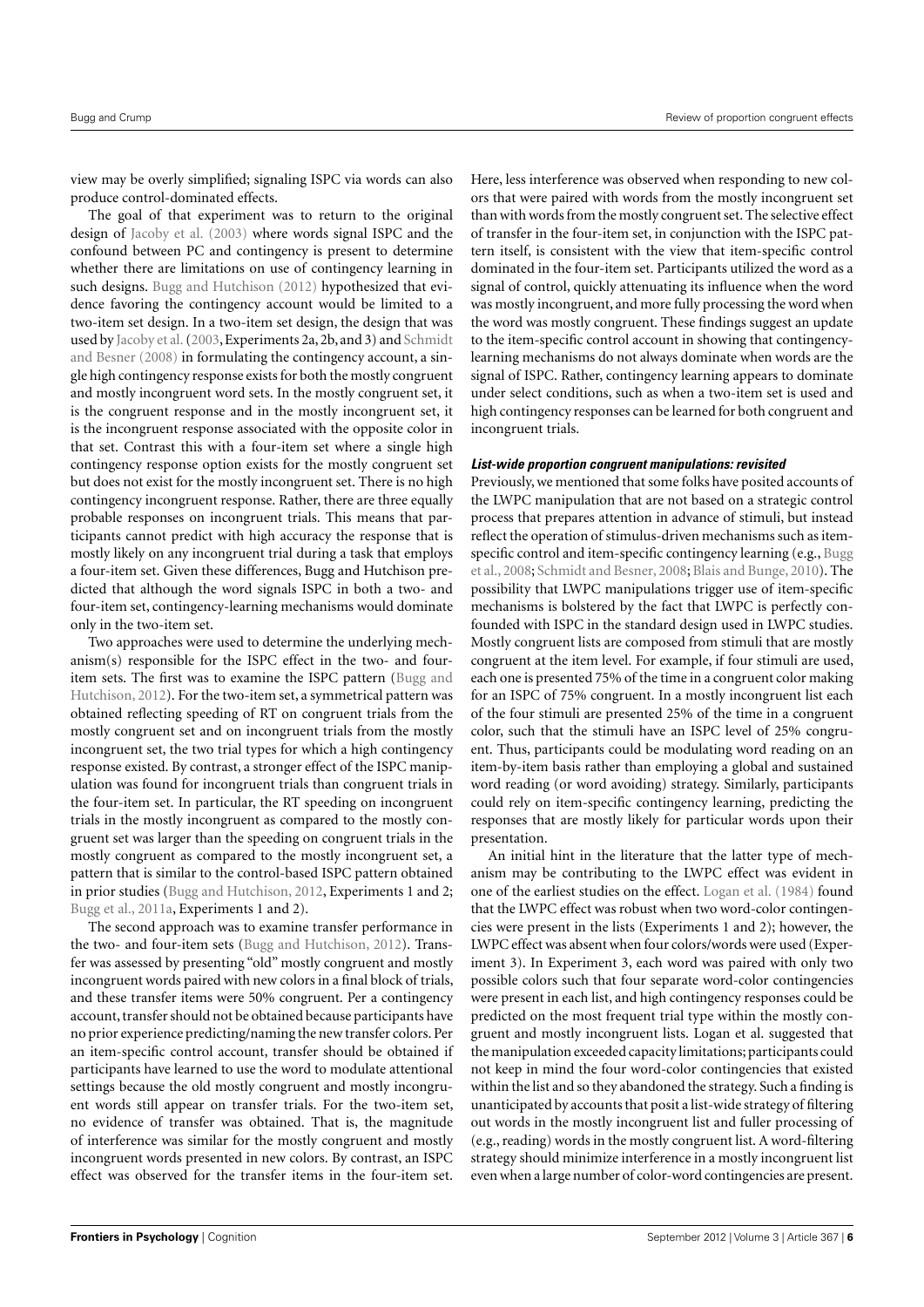view may be overly simplified; signaling ISPC via words can also produce control-dominated effects.

The goal of that experiment was to return to the original design of Jacoby et al. (2003) where words signal ISPC and the confound between PC and contingency is present to determine whether there are limitations on use of contingency learning in such designs. Bugg and Hutchison (2012) hypothesized that evidence favoring the contingency account would be limited to a two-item set design. In a two-item set design, the design that was used by Jacoby et al. (2003, Experiments 2a, 2b, and 3) and Schmidt and Besner (2008) in formulating the contingency account, a single high contingency response exists for both the mostly congruent and mostly incongruent word sets. In the mostly congruent set, it is the congruent response and in the mostly incongruent set, it is the incongruent response associated with the opposite color in that set. Contrast this with a four-item set where a single high contingency response option exists for the mostly congruent set but does not exist for the mostly incongruent set. There is no high contingency incongruent response. Rather, there are three equally probable responses on incongruent trials. This means that participants cannot predict with high accuracy the response that is mostly likely on any incongruent trial during a task that employs a four-item set. Given these differences, Bugg and Hutchison predicted that although the word signals ISPC in both a two- and four-item set, contingency-learning mechanisms would dominate only in the two-item set.

Two approaches were used to determine the underlying mechanism(s) responsible for the ISPC effect in the two- and four-item sets. The first was to examine the ISPC pattern (Bugg and Hutchison, 2012). For the two-item set, a symmetrical pattern was obtained reflecting speeding of RT on congruent trials from the mostly congruent set and on incongruent trials from the mostly incongruent set, the two trial types for which a high contingency response existed. By contrast, a stronger effect of the ISPC manipulation was found for incongruent trials than congruent trials in the four-item set. In particular, the RT speeding on incongruent trials in the mostly incongruent as compared to the mostly congruent set was larger than the speeding on congruent trials in the mostly congruent as compared to the mostly incongruent set, a pattern that is similar to the control-based ISPC pattern obtained in prior studies (Bugg and Hutchison, 2012, Experiments 1 and 2; Bugg et al., 2011a, Experiments 1 and 2).

The second approach was to examine transfer performance in the two- and four-item sets (Bugg and Hutchison, 2012). Transfer was assessed by presenting "old" mostly congruent and mostly incongruent words paired with new colors in a final block of trials, and these transfer items were 50% congruent. Per a contingency account, transfer should not be obtained because participants have no prior experience predicting/naming the new transfer colors. Per an item-specific control account, transfer should be obtained if participants have learned to use the word to modulate attentional settings because the old mostly congruent and mostly incongruent words still appear on transfer trials. For the two-item set, no evidence of transfer was obtained. That is, the magnitude of interference was similar for the mostly congruent and mostly incongruent words presented in new colors. By contrast, an ISPC effect was observed for the transfer items in the four-item set. Here, less interference was observed when responding to new colors that were paired with words from the mostly incongruent set than with words from the mostly congruent set. The selective effect of transfer in the four-item set, in conjunction with the ISPC pattern itself, is consistent with the view that item-specific control dominated in the four-item set. Participants utilized the word as a signal of control, quickly attenuating its influence when the word was mostly incongruent, and more fully processing the word when the word was mostly congruent. These findings suggest an update to the item-specific control account in showing that contingency-learning mechanisms do not always dominate when words are the signal of ISPC. Rather, contingency learning appears to dominate under select conditions, such as when a two-item set is used and high contingency responses can be learned for both congruent and incongruent trials.

#### *List-wide proportion congruent manipulations: revisited*

Previously, we mentioned that some folks have posited accounts of the LWPC manipulation that are not based on a strategic control process that prepares attention in advance of stimuli, but instead reflect the operation of stimulus-driven mechanisms such as item-specific control and item-specific contingency learning (e.g., Bugg et al., 2008; Schmidt and Besner, 2008; Blais and Bunge, 2010). The possibility that LWPC manipulations trigger use of item-specific mechanisms is bolstered by the fact that LWPC is perfectly confounded with ISPC in the standard design used in LWPC studies. Mostly congruent lists are composed from stimuli that are mostly congruent at the item level. For example, if four stimuli are used, each one is presented 75% of the time in a congruent color making for an ISPC of 75% congruent. In a mostly incongruent list each of the four stimuli are presented 25% of the time in a congruent color, such that the stimuli have an ISPC level of 25% congruent. Thus, participants could be modulating word reading on an item-by-item basis rather than employing a global and sustained word reading (or word avoiding) strategy. Similarly, participants could rely on item-specific contingency learning, predicting the responses that are mostly likely for particular words upon their presentation.

An initial hint in the literature that the latter type of mechanism may be contributing to the LWPC effect was evident in one of the earliest studies on the effect. Logan et al. (1984) found that the LWPC effect was robust when two word-color contingencies were present in the lists (Experiments 1 and 2); however, the LWPC effect was absent when four colors/words were used (Experiment 3). In Experiment 3, each word was paired with only two possible colors such that four separate word-color contingencies were present in each list, and high contingency responses could be predicted on the most frequent trial type within the mostly congruent and mostly incongruent lists. Logan et al. suggested that the manipulation exceeded capacity limitations; participants could not keep in mind the four word-color contingencies that existed within the list and so they abandoned the strategy. Such a finding is unanticipated by accounts that posit a list-wide strategy of filtering out words in the mostly incongruent list and fuller processing of (e.g., reading) words in the mostly congruent list. A word-filtering strategy should minimize interference in a mostly incongruent list even when a large number of color-word contingencies are present.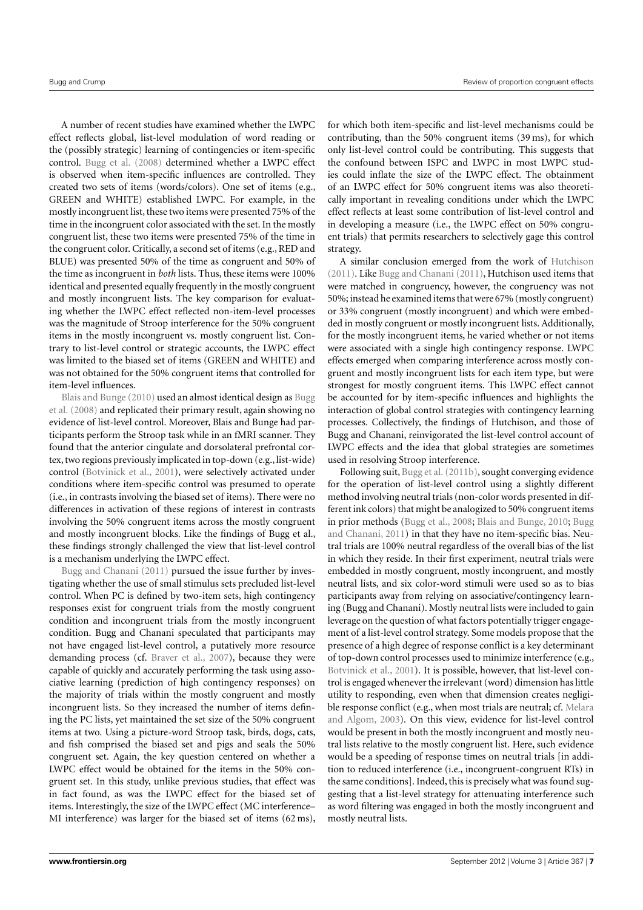A number of recent studies have examined whether the LWPC effect reflects global, list-level modulation of word reading or the (possibly strategic) learning of contingencies or item-specific control. Bugg et al. (2008) determined whether a LWPC effect is observed when item-specific influences are controlled. They created two sets of items (words/colors). One set of items (e.g., GREEN and WHITE) established LWPC. For example, in the mostly incongruent list, these two items were presented 75% of the time in the incongruent color associated with the set. In the mostly congruent list, these two items were presented 75% of the time in the congruent color. Critically, a second set of items (e.g., RED and BLUE) was presented 50% of the time as congruent and 50% of the time as incongruent in *both* lists. Thus, these items were 100% identical and presented equally frequently in the mostly congruent and mostly incongruent lists. The key comparison for evaluating whether the LWPC effect reflected non-item-level processes was the magnitude of Stroop interference for the 50% congruent items in the mostly incongruent vs. mostly congruent list. Contrary to list-level control or strategic accounts, the LWPC effect was limited to the biased set of items (GREEN and WHITE) and was not obtained for the 50% congruent items that controlled for item-level influences.

Blais and Bunge (2010) used an almost identical design as Bugg et al. (2008) and replicated their primary result, again showing no evidence of list-level control. Moreover, Blais and Bunge had participants perform the Stroop task while in an fMRI scanner. They found that the anterior cingulate and dorsolateral prefrontal cortex, two regions previously implicated in top-down (e.g., list-wide) control (Botvinick et al., 2001), were selectively activated under conditions where item-specific control was presumed to operate (i.e., in contrasts involving the biased set of items). There were no differences in activation of these regions of interest in contrasts involving the 50% congruent items across the mostly congruent and mostly incongruent blocks. Like the findings of Bugg et al., these findings strongly challenged the view that list-level control is a mechanism underlying the LWPC effect.

Bugg and Chanani (2011) pursued the issue further by investigating whether the use of small stimulus sets precluded list-level control. When PC is defined by two-item sets, high contingency responses exist for congruent trials from the mostly congruent condition and incongruent trials from the mostly incongruent condition. Bugg and Chanani speculated that participants may not have engaged list-level control, a putatively more resource demanding process (cf. Braver et al., 2007), because they were capable of quickly and accurately performing the task using associative learning (prediction of high contingency responses) on the majority of trials within the mostly congruent and mostly incongruent lists. So they increased the number of items defining the PC lists, yet maintained the set size of the 50% congruent items at two. Using a picture-word Stroop task, birds, dogs, cats, and fish comprised the biased set and pigs and seals the 50% congruent set. Again, the key question centered on whether a LWPC effect would be obtained for the items in the 50% congruent set. In this study, unlike previous studies, that effect was in fact found, as was the LWPC effect for the biased set of items. Interestingly, the size of the LWPC effect (MC interference–MI interference) was larger for the biased set of items (62 ms), for which both item-specific and list-level mechanisms could be contributing, than the 50% congruent items (39 ms), for which only list-level control could be contributing. This suggests that the confound between ISPC and LWPC in most LWPC studies could inflate the size of the LWPC effect. The obtainment of an LWPC effect for 50% congruent items was also theoretically important in revealing conditions under which the LWPC effect reflects at least some contribution of list-level control and in developing a measure (i.e., the LWPC effect on 50% congruent trials) that permits researchers to selectively gage this control strategy.

A similar conclusion emerged from the work of Hutchison (2011). Like Bugg and Chanani (2011), Hutchison used items that were matched in congruency, however, the congruency was not 50%; instead he examined items that were 67% (mostly congruent) or 33% congruent (mostly incongruent) and which were embedded in mostly congruent or mostly incongruent lists. Additionally, for the mostly incongruent items, he varied whether or not items were associated with a single high contingency response. LWPC effects emerged when comparing interference across mostly congruent and mostly incongruent lists for each item type, but were strongest for mostly congruent items. This LWPC effect cannot be accounted for by item-specific influences and highlights the interaction of global control strategies with contingency learning processes. Collectively, the findings of Hutchison, and those of Bugg and Chanani, reinvigorated the list-level control account of LWPC effects and the idea that global strategies are sometimes used in resolving Stroop interference.

Following suit, Bugg et al. (2011b), sought converging evidence for the operation of list-level control using a slightly different method involving neutral trials (non-color words presented in different ink colors) that might be analogized to 50% congruent items in prior methods (Bugg et al., 2008; Blais and Bunge, 2010; Bugg and Chanani, 2011) in that they have no item-specific bias. Neutral trials are 100% neutral regardless of the overall bias of the list in which they reside. In their first experiment, neutral trials were embedded in mostly congruent, mostly incongruent, and mostly neutral lists, and six color-word stimuli were used so as to bias participants away from relying on associative/contingency learning (Bugg and Chanani). Mostly neutral lists were included to gain leverage on the question of what factors potentially trigger engagement of a list-level control strategy. Some models propose that the presence of a high degree of response conflict is a key determinant of top-down control processes used to minimize interference (e.g., Botvinick et al., 2001). It is possible, however, that list-level control is engaged whenever the irrelevant (word) dimension has little utility to responding, even when that dimension creates negligible response conflict (e.g., when most trials are neutral; cf. Melara and Algom, 2003). On this view, evidence for list-level control would be present in both the mostly incongruent and mostly neutral lists relative to the mostly congruent list. Here, such evidence would be a speeding of response times on neutral trials [in addition to reduced interference (i.e., incongruent-congruent RTs) in the same conditions]. Indeed, this is precisely what was found suggesting that a list-level strategy for attenuating interference such as word filtering was engaged in both the mostly incongruent and mostly neutral lists.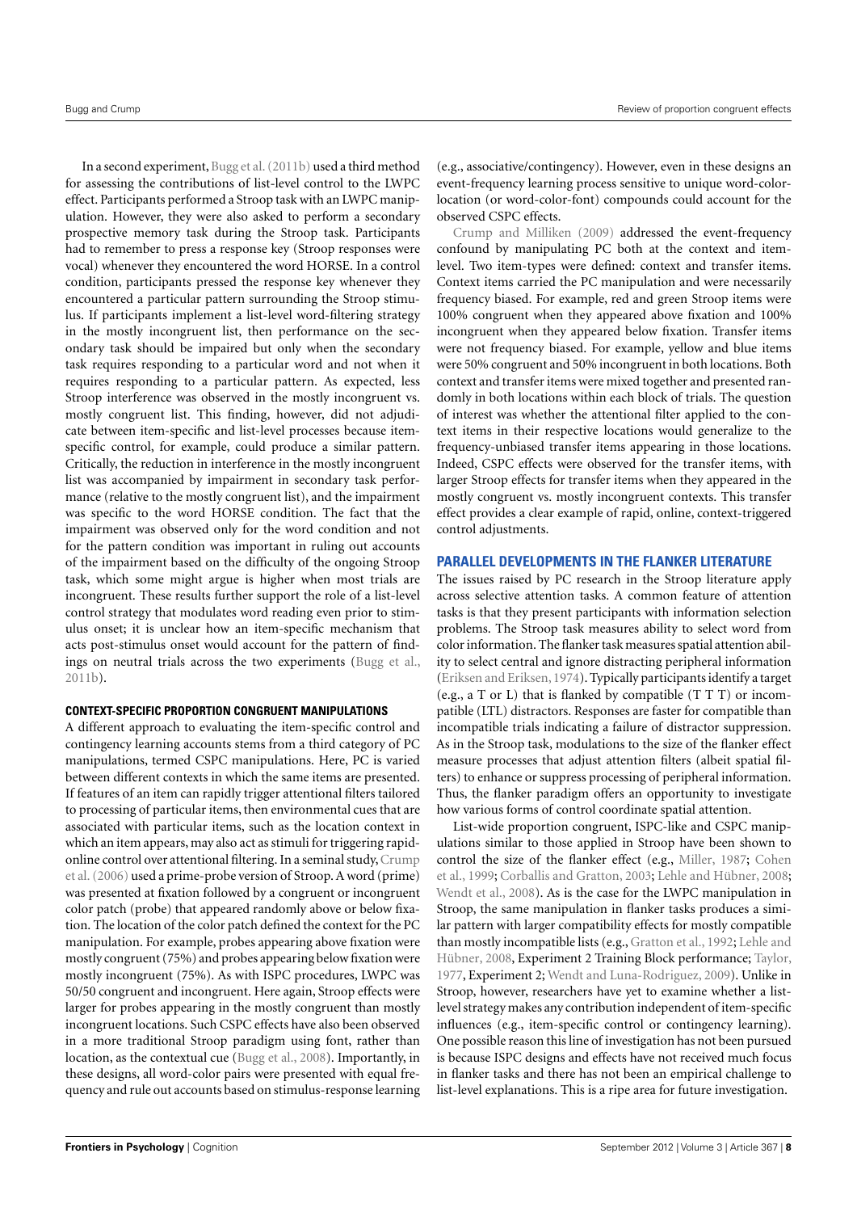In a second experiment, Bugg et al. (2011b) used a third method for assessing the contributions of list-level control to the LWPC effect. Participants performed a Stroop task with an LWPC manipulation. However, they were also asked to perform a secondary prospective memory task during the Stroop task. Participants had to remember to press a response key (Stroop responses were vocal) whenever they encountered the word HORSE. In a control condition, participants pressed the response key whenever they encountered a particular pattern surrounding the Stroop stimulus. If participants implement a list-level word-filtering strategy in the mostly incongruent list, then performance on the secondary task should be impaired but only when the secondary task requires responding to a particular word and not when it requires responding to a particular pattern. As expected, less Stroop interference was observed in the mostly incongruent vs. mostly congruent list. This finding, however, did not adjudicate between item-specific and list-level processes because item-specific control, for example, could produce a similar pattern. Critically, the reduction in interference in the mostly incongruent list was accompanied by impairment in secondary task performance (relative to the mostly congruent list), and the impairment was specific to the word HORSE condition. The fact that the impairment was observed only for the word condition and not for the pattern condition was important in ruling out accounts of the impairment based on the difficulty of the ongoing Stroop task, which some might argue is higher when most trials are incongruent. These results further support the role of a list-level control strategy that modulates word reading even prior to stimulus onset; it is unclear how an item-specific mechanism that acts post-stimulus onset would account for the pattern of findings on neutral trials across the two experiments (Bugg et al., 2011b).

## CONTEXT-SPECIFIC PROPORTION CONGRUENT MANIPULATIONS

A different approach to evaluating the item-specific control and contingency learning accounts stems from a third category of PC manipulations, termed CSPC manipulations. Here, PC is varied between different contexts in which the same items are presented. If features of an item can rapidly trigger attentional filters tailored to processing of particular items, then environmental cues that are associated with particular items, such as the location context in which an item appears, may also act as stimuli for triggering rapid-online control over attentional filtering. In a seminal study, Crump et al. (2006) used a prime-probe version of Stroop. A word (prime) was presented at fixation followed by a congruent or incongruent color patch (probe) that appeared randomly above or below fixation. The location of the color patch defined the context for the PC manipulation. For example, probes appearing above fixation were mostly congruent (75%) and probes appearing below fixation were mostly incongruent (75%). As with ISPC procedures, LWPC was 50/50 congruent and incongruent. Here again, Stroop effects were larger for probes appearing in the mostly congruent than mostly incongruent locations. Such CSPC effects have also been observed in a more traditional Stroop paradigm using font, rather than location, as the contextual cue (Bugg et al., 2008). Importantly, in these designs, all word-color pairs were presented with equal frequency and rule out accounts based on stimulus-response learning (e.g., associative/contingency). However, even in these designs an event-frequency learning process sensitive to unique word-color-location (or word-color-font) compounds could account for the observed CSPC effects.

Crump and Milliken (2009) addressed the event-frequency confound by manipulating PC both at the context and item-level. Two item-types were defined: context and transfer items. Context items carried the PC manipulation and were necessarily frequency biased. For example, red and green Stroop items were 100% congruent when they appeared above fixation and 100% incongruent when they appeared below fixation. Transfer items were not frequency biased. For example, yellow and blue items were 50% congruent and 50% incongruent in both locations. Both context and transfer items were mixed together and presented randomly in both locations within each block of trials. The question of interest was whether the attentional filter applied to the context items in their respective locations would generalize to the frequency-unbiased transfer items appearing in those locations. Indeed, CSPC effects were observed for the transfer items, with larger Stroop effects for transfer items when they appeared in the mostly congruent vs. mostly incongruent contexts. This transfer effect provides a clear example of rapid, online, context-triggered control adjustments.

## PARALLEL DEVELOPMENTS IN THE FLANKER LITERATURE

The issues raised by PC research in the Stroop literature apply across selective attention tasks. A common feature of attention tasks is that they present participants with information selection problems. The Stroop task measures ability to select word from color information. The flanker task measures spatial attention ability to select central and ignore distracting peripheral information (Eriksen and Eriksen, 1974). Typically participants identify a target (e.g., a T or L) that is flanked by compatible (T T T) or incompatible (LTL) distractors. Responses are faster for compatible than incompatible trials indicating a failure of distractor suppression. As in the Stroop task, modulations to the size of the flanker effect measure processes that adjust attention filters (albeit spatial filters) to enhance or suppress processing of peripheral information. Thus, the flanker paradigm offers an opportunity to investigate how various forms of control coordinate spatial attention.

List-wide proportion congruent, ISPC-like and CSPC manipulations similar to those applied in Stroop have been shown to control the size of the flanker effect (e.g., Miller, 1987; Cohen et al., 1999; Corballis and Gratton, 2003; Lehle and Hübner, 2008; Wendt et al., 2008). As is the case for the LWPC manipulation in Stroop, the same manipulation in flanker tasks produces a similar pattern with larger compatibility effects for mostly compatible than mostly incompatible lists (e.g., Gratton et al., 1992; Lehle and Hübner, 2008, Experiment 2 Training Block performance; Taylor, 1977, Experiment 2; Wendt and Luna-Rodriguez, 2009). Unlike in Stroop, however, researchers have yet to examine whether a list-level strategy makes any contribution independent of item-specific influences (e.g., item-specific control or contingency learning). One possible reason this line of investigation has not been pursued is because ISPC designs and effects have not received much focus in flanker tasks and there has not been an empirical challenge to list-level explanations. This is a ripe area for future investigation.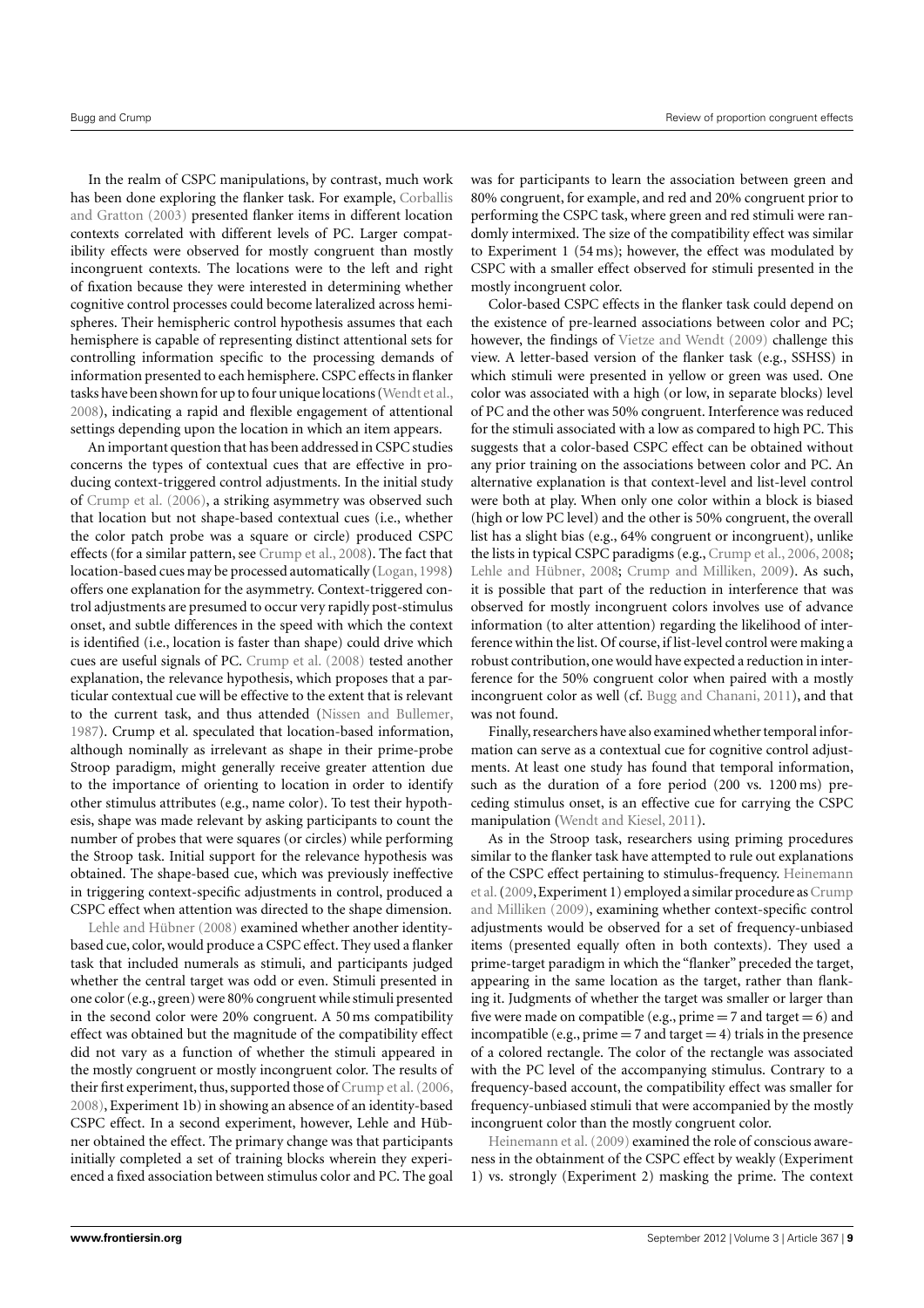In the realm of CSPC manipulations, by contrast, much work has been done exploring the flanker task. For example, Corballis and Gratton (2003) presented flanker items in different location contexts correlated with different levels of PC. Larger compatibility effects were observed for mostly congruent than mostly incongruent contexts. The locations were to the left and right of fixation because they were interested in determining whether cognitive control processes could become lateralized across hemispheres. Their hemispheric control hypothesis assumes that each hemisphere is capable of representing distinct attentional sets for controlling information specific to the processing demands of information presented to each hemisphere. CSPC effects in flanker tasks have been shown for up to four unique locations (Wendt et al., 2008), indicating a rapid and flexible engagement of attentional settings depending upon the location in which an item appears.

An important question that has been addressed in CSPC studies concerns the types of contextual cues that are effective in producing context-triggered control adjustments. In the initial study of Crump et al. (2006), a striking asymmetry was observed such that location but not shape-based contextual cues (i.e., whether the color patch probe was a square or circle) produced CSPC effects (for a similar pattern, see Crump et al., 2008). The fact that location-based cues may be processed automatically (Logan, 1998) offers one explanation for the asymmetry. Context-triggered control adjustments are presumed to occur very rapidly post-stimulus onset, and subtle differences in the speed with which the context is identified (i.e., location is faster than shape) could drive which cues are useful signals of PC. Crump et al. (2008) tested another explanation, the relevance hypothesis, which proposes that a particular contextual cue will be effective to the extent that is relevant to the current task, and thus attended (Nissen and Bullemer, 1987). Crump et al. speculated that location-based information, although nominally as irrelevant as shape in their prime-probe Stroop paradigm, might generally receive greater attention due to the importance of orienting to location in order to identify other stimulus attributes (e.g., name color). To test their hypothesis, shape was made relevant by asking participants to count the number of probes that were squares (or circles) while performing the Stroop task. Initial support for the relevance hypothesis was obtained. The shape-based cue, which was previously ineffective in triggering context-specific adjustments in control, produced a CSPC effect when attention was directed to the shape dimension.

Lehle and Hübner (2008) examined whether another identity-based cue, color, would produce a CSPC effect. They used a flanker task that included numerals as stimuli, and participants judged whether the central target was odd or even. Stimuli presented in one color (e.g., green) were 80% congruent while stimuli presented in the second color were 20% congruent. A 50 ms compatibility effect was obtained but the magnitude of the compatibility effect did not vary as a function of whether the stimuli appeared in the mostly congruent or mostly incongruent color. The results of their first experiment, thus, supported those of Crump et al. (2006, 2008), Experiment 1b) in showing an absence of an identity-based CSPC effect. In a second experiment, however, Lehle and Hübner obtained the effect. The primary change was that participants initially completed a set of training blocks wherein they experienced a fixed association between stimulus color and PC. The goal was for participants to learn the association between green and 80% congruent, for example, and red and 20% congruent prior to performing the CSPC task, where green and red stimuli were randomly intermixed. The size of the compatibility effect was similar to Experiment 1 (54 ms); however, the effect was modulated by CSPC with a smaller effect observed for stimuli presented in the mostly incongruent color.

Color-based CSPC effects in the flanker task could depend on the existence of pre-learned associations between color and PC; however, the findings of Vietze and Wendt (2009) challenge this view. A letter-based version of the flanker task (e.g., SSHSS) in which stimuli were presented in yellow or green was used. One color was associated with a high (or low, in separate blocks) level of PC and the other was 50% congruent. Interference was reduced for the stimuli associated with a low as compared to high PC. This suggests that a color-based CSPC effect can be obtained without any prior training on the associations between color and PC. An alternative explanation is that context-level and list-level control were both at play. When only one color within a block is biased (high or low PC level) and the other is 50% congruent, the overall list has a slight bias (e.g., 64% congruent or incongruent), unlike the lists in typical CSPC paradigms (e.g., Crump et al., 2006, 2008; Lehle and Hübner, 2008; Crump and Milliken, 2009). As such, it is possible that part of the reduction in interference that was observed for mostly incongruent colors involves use of advance information (to alter attention) regarding the likelihood of interference within the list. Of course, if list-level control were making a robust contribution, one would have expected a reduction in interference for the 50% congruent color when paired with a mostly incongruent color as well (cf. Bugg and Chanani, 2011), and that was not found.

Finally, researchers have also examined whether temporal information can serve as a contextual cue for cognitive control adjustments. At least one study has found that temporal information, such as the duration of a fore period (200 vs. 1200 ms) preceding stimulus onset, is an effective cue for carrying the CSPC manipulation (Wendt and Kiesel, 2011).

As in the Stroop task, researchers using priming procedures similar to the flanker task have attempted to rule out explanations of the CSPC effect pertaining to stimulus-frequency. Heinemann et al. (2009, Experiment 1) employed a similar procedure as Crump and Milliken (2009), examining whether context-specific control adjustments would be observed for a set of frequency-unbiased items (presented equally often in both contexts). They used a prime-target paradigm in which the "flanker" preceded the target, appearing in the same location as the target, rather than flanking it. Judgments of whether the target was smaller or larger than five were made on compatible (e.g., prime = 7 and target = 6) and incompatible (e.g., prime = 7 and target = 4) trials in the presence of a colored rectangle. The color of the rectangle was associated with the PC level of the accompanying stimulus. Contrary to a frequency-based account, the compatibility effect was smaller for frequency-unbiased stimuli that were accompanied by the mostly incongruent color than the mostly congruent color.

Heinemann et al. (2009) examined the role of conscious awareness in the obtainment of the CSPC effect by weakly (Experiment 1) vs. strongly (Experiment 2) masking the prime. The context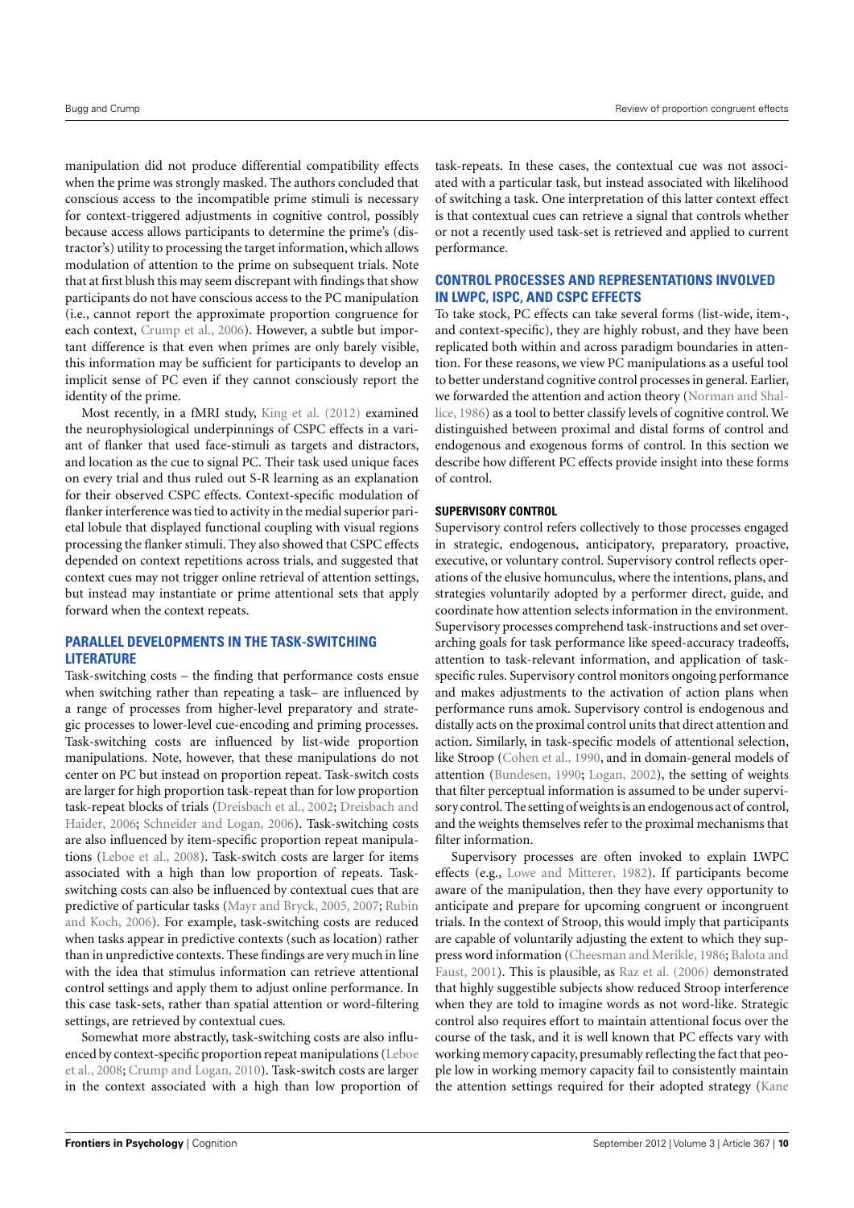manipulation did not produce differential compatibility effects when the prime was strongly masked. The authors concluded that conscious access to the incompatible prime stimuli is necessary for context-triggered adjustments in cognitive control, possibly because access allows participants to determine the prime's (distractor's) utility to processing the target information, which allows modulation of attention to the prime on subsequent trials. Note that at first blush this may seem discrepant with findings that show participants do not have conscious access to the PC manipulation (i.e., cannot report the approximate proportion congruence for each context, Crump et al., 2006). However, a subtle but important difference is that even when primes are only barely visible, this information may be sufficient for participants to develop an implicit sense of PC even if they cannot consciously report the identity of the prime.

Most recently, in a fMRI study, King et al. (2012) examined the neurophysiological underpinnings of CSPC effects in a variant of flanker that used face-stimuli as targets and distractors, and location as the cue to signal PC. Their task used unique faces on every trial and thus ruled out S-R learning as an explanation for their observed CSPC effects. Context-specific modulation of flanker interference was tied to activity in the medial superior parietal lobule that displayed functional coupling with visual regions processing the flanker stimuli. They also showed that CSPC effects depended on context repetitions across trials, and suggested that context cues may not trigger online retrieval of attention settings, but instead may instantiate or prime attentional sets that apply forward when the context repeats.

## PARALLEL DEVELOPMENTS IN THE TASK-SWITCHING LITERATURE

Task-switching costs – the finding that performance costs ensue when switching rather than repeating a task– are influenced by a range of processes from higher-level preparatory and strategic processes to lower-level cue-encoding and priming processes. Task-switching costs are influenced by list-wide proportion manipulations. Note, however, that these manipulations do not center on PC but instead on proportion repeat. Task-switch costs are larger for high proportion task-repeat than for low proportion task-repeat blocks of trials (Dreisbach et al., 2002; Dreisbach and Haider, 2006; Schneider and Logan, 2006). Task-switching costs are also influenced by item-specific proportion repeat manipulations (Leboe et al., 2008). Task-switch costs are larger for items associated with a high than low proportion of repeats. Task-switching costs can also be influenced by contextual cues that are predictive of particular tasks (Mayr and Bryck, 2005, 2007; Rubin and Koch, 2006). For example, task-switching costs are reduced when tasks appear in predictive contexts (such as location) rather than in unpredictive contexts. These findings are very much in line with the idea that stimulus information can retrieve attentional control settings and apply them to adjust online performance. In this case task-sets, rather than spatial attention or word-filtering settings, are retrieved by contextual cues.

Somewhat more abstractly, task-switching costs are also influenced by context-specific proportion repeat manipulations (Leboe et al., 2008; Crump and Logan, 2010). Task-switch costs are larger in the context associated with a high than low proportion of task-repeats. In these cases, the contextual cue was not associated with a particular task, but instead associated with likelihood of switching a task. One interpretation of this latter context effect is that contextual cues can retrieve a signal that controls whether or not a recently used task-set is retrieved and applied to current performance.

## CONTROL PROCESSES AND REPRESENTATIONS INVOLVED IN LWPC, ISPC, AND CSPC EFFECTS

To take stock, PC effects can take several forms (list-wide, item-, and context-specific), they are highly robust, and they have been replicated both within and across paradigm boundaries in attention. For these reasons, we view PC manipulations as a useful tool to better understand cognitive control processes in general. Earlier, we forwarded the attention and action theory (Norman and Shallice, 1986) as a tool to better classify levels of cognitive control. We distinguished between proximal and distal forms of control and endogenous and exogenous forms of control. In this section we describe how different PC effects provide insight into these forms of control.

### SUPERVISORY CONTROL

Supervisory control refers collectively to those processes engaged in strategic, endogenous, anticipatory, preparatory, proactive, executive, or voluntary control. Supervisory control reflects operations of the elusive homunculus, where the intentions, plans, and strategies voluntarily adopted by a performer direct, guide, and coordinate how attention selects information in the environment. Supervisory processes comprehend task-instructions and set overarching goals for task performance like speed-accuracy tradeoffs, attention to task-relevant information, and application of task-specific rules. Supervisory control monitors ongoing performance and makes adjustments to the activation of action plans when performance runs amok. Supervisory control is endogenous and distally acts on the proximal control units that direct attention and action. Similarly, in task-specific models of attentional selection, like Stroop (Cohen et al., 1990, and in domain-general models of attention (Bundesen, 1990; Logan, 2002), the setting of weights that filter perceptual information is assumed to be under supervisory control. The setting of weights is an endogenous act of control, and the weights themselves refer to the proximal mechanisms that filter information.

Supervisory processes are often invoked to explain LWPC effects (e.g., Lowe and Mitterer, 1982). If participants become aware of the manipulation, then they have every opportunity to anticipate and prepare for upcoming congruent or incongruent trials. In the context of Stroop, this would imply that participants are capable of voluntarily adjusting the extent to which they suppress word information (Cheesman and Merikle, 1986; Balota and Faust, 2001). This is plausible, as Raz et al. (2006) demonstrated that highly suggestible subjects show reduced Stroop interference when they are told to imagine words as not word-like. Strategic control also requires effort to maintain attentional focus over the course of the task, and it is well known that PC effects vary with working memory capacity, presumably reflecting the fact that people low in working memory capacity fail to consistently maintain the attention settings required for their adopted strategy (Kane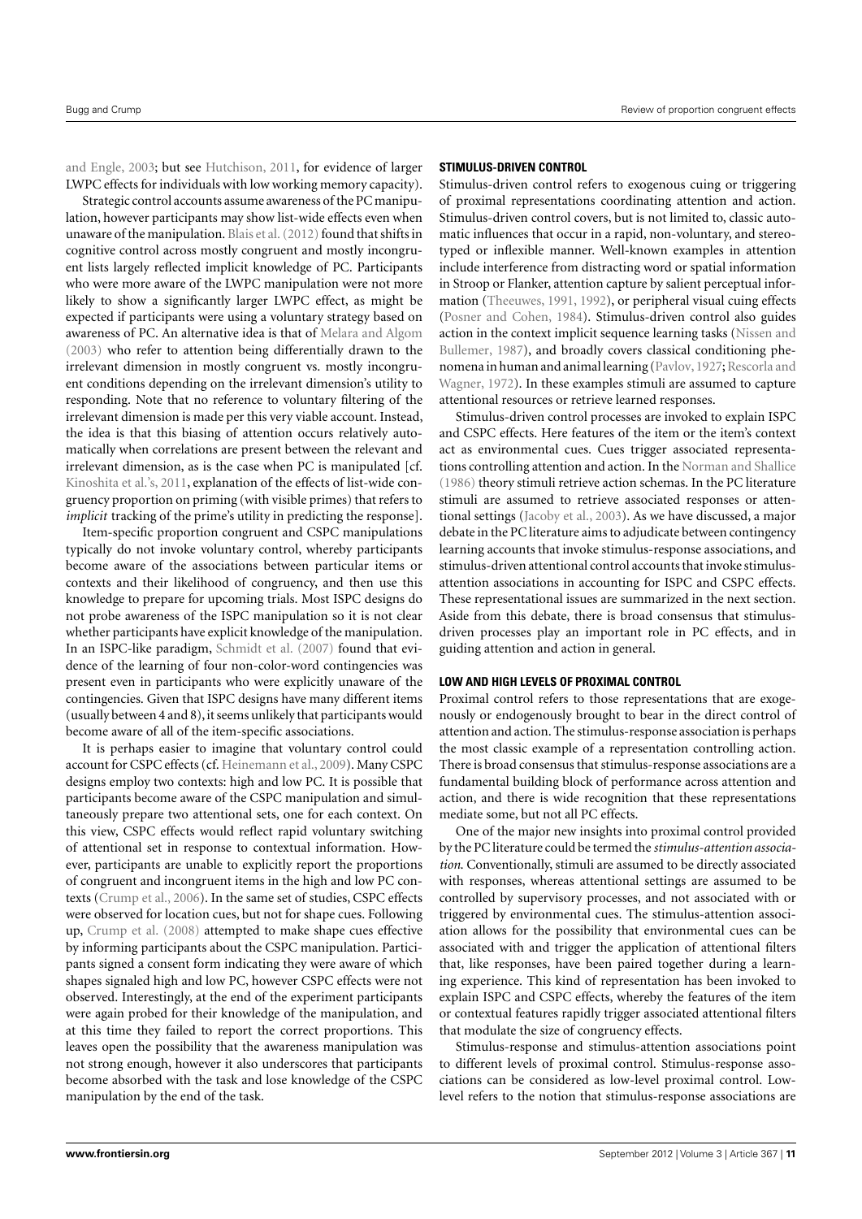and Engle, 2003; but see Hutchison, 2011, for evidence of larger LWPC effects for individuals with low working memory capacity).

Strategic control accounts assume awareness of the PC manipulation, however participants may show list-wide effects even when unaware of the manipulation. Blais et al. (2012) found that shifts in cognitive control across mostly congruent and mostly incongruent lists largely reflected implicit knowledge of PC. Participants who were more aware of the LWPC manipulation were not more likely to show a significantly larger LWPC effect, as might be expected if participants were using a voluntary strategy based on awareness of PC. An alternative idea is that of Melara and Algom (2003) who refer to attention being differentially drawn to the irrelevant dimension in mostly congruent vs. mostly incongruent conditions depending on the irrelevant dimension's utility to responding. Note that no reference to voluntary filtering of the irrelevant dimension is made per this very viable account. Instead, the idea is that this biasing of attention occurs relatively automatically when correlations are present between the relevant and irrelevant dimension, as is the case when PC is manipulated [cf. Kinoshita et al.'s, 2011, explanation of the effects of list-wide congruency proportion on priming (with visible primes) that refers to *implicit* tracking of the prime's utility in predicting the response].

Item-specific proportion congruent and CSPC manipulations typically do not invoke voluntary control, whereby participants become aware of the associations between particular items or contexts and their likelihood of congruency, and then use this knowledge to prepare for upcoming trials. Most ISPC designs do not probe awareness of the ISPC manipulation so it is not clear whether participants have explicit knowledge of the manipulation. In an ISPC-like paradigm, Schmidt et al. (2007) found that evidence of the learning of four non-color-word contingencies was present even in participants who were explicitly unaware of the contingencies. Given that ISPC designs have many different items (usually between 4 and 8), it seems unlikely that participants would become aware of all of the item-specific associations.

It is perhaps easier to imagine that voluntary control could account for CSPC effects (cf. Heinemann et al., 2009). Many CSPC designs employ two contexts: high and low PC. It is possible that participants become aware of the CSPC manipulation and simultaneously prepare two attentional sets, one for each context. On this view, CSPC effects would reflect rapid voluntary switching of attentional set in response to contextual information. However, participants are unable to explicitly report the proportions of congruent and incongruent items in the high and low PC contexts (Crump et al., 2006). In the same set of studies, CSPC effects were observed for location cues, but not for shape cues. Following up, Crump et al. (2008) attempted to make shape cues effective by informing participants about the CSPC manipulation. Participants signed a consent form indicating they were aware of which shapes signaled high and low PC, however CSPC effects were not observed. Interestingly, at the end of the experiment participants were again probed for their knowledge of the manipulation, and at this time they failed to report the correct proportions. This leaves open the possibility that the awareness manipulation was not strong enough, however it also underscores that participants become absorbed with the task and lose knowledge of the CSPC manipulation by the end of the task.

#### STIMULUS-DRIVEN CONTROL

Stimulus-driven control refers to exogenous cuing or triggering of proximal representations coordinating attention and action. Stimulus-driven control covers, but is not limited to, classic automatic influences that occur in a rapid, non-voluntary, and stereotyped or inflexible manner. Well-known examples in attention include interference from distracting word or spatial information in Stroop or Flanker, attention capture by salient perceptual information (Theeuwes, 1991, 1992), or peripheral visual cuing effects (Posner and Cohen, 1984). Stimulus-driven control also guides action in the context implicit sequence learning tasks (Nissen and Bullemer, 1987), and broadly covers classical conditioning phenomena in human and animal learning (Pavlov, 1927; Rescorla and Wagner, 1972). In these examples stimuli are assumed to capture attentional resources or retrieve learned responses.

Stimulus-driven control processes are invoked to explain ISPC and CSPC effects. Here features of the item or the item's context act as environmental cues. Cues trigger associated representations controlling attention and action. In the Norman and Shallice (1986) theory stimuli retrieve action schemas. In the PC literature stimuli are assumed to retrieve associated responses or attentional settings (Jacoby et al., 2003). As we have discussed, a major debate in the PC literature aims to adjudicate between contingency learning accounts that invoke stimulus-response associations, and stimulus-driven attentional control accounts that invoke stimulus-attention associations in accounting for ISPC and CSPC effects. These representational issues are summarized in the next section. Aside from this debate, there is broad consensus that stimulus-driven processes play an important role in PC effects, and in guiding attention and action in general.

#### LOW AND HIGH LEVELS OF PROXIMAL CONTROL

Proximal control refers to those representations that are exogenously or endogenously brought to bear in the direct control of attention and action. The stimulus-response association is perhaps the most classic example of a representation controlling action. There is broad consensus that stimulus-response associations are a fundamental building block of performance across attention and action, and there is wide recognition that these representations mediate some, but not all PC effects.

One of the major new insights into proximal control provided by the PC literature could be termed the *stimulus-attention association*. Conventionally, stimuli are assumed to be directly associated with responses, whereas attentional settings are assumed to be controlled by supervisory processes, and not associated with or triggered by environmental cues. The stimulus-attention association allows for the possibility that environmental cues can be associated with and trigger the application of attentional filters that, like responses, have been paired together during a learning experience. This kind of representation has been invoked to explain ISPC and CSPC effects, whereby the features of the item or contextual features rapidly trigger associated attentional filters that modulate the size of congruency effects.

Stimulus-response and stimulus-attention associations point to different levels of proximal control. Stimulus-response associations can be considered as low-level proximal control. Low-level refers to the notion that stimulus-response associations are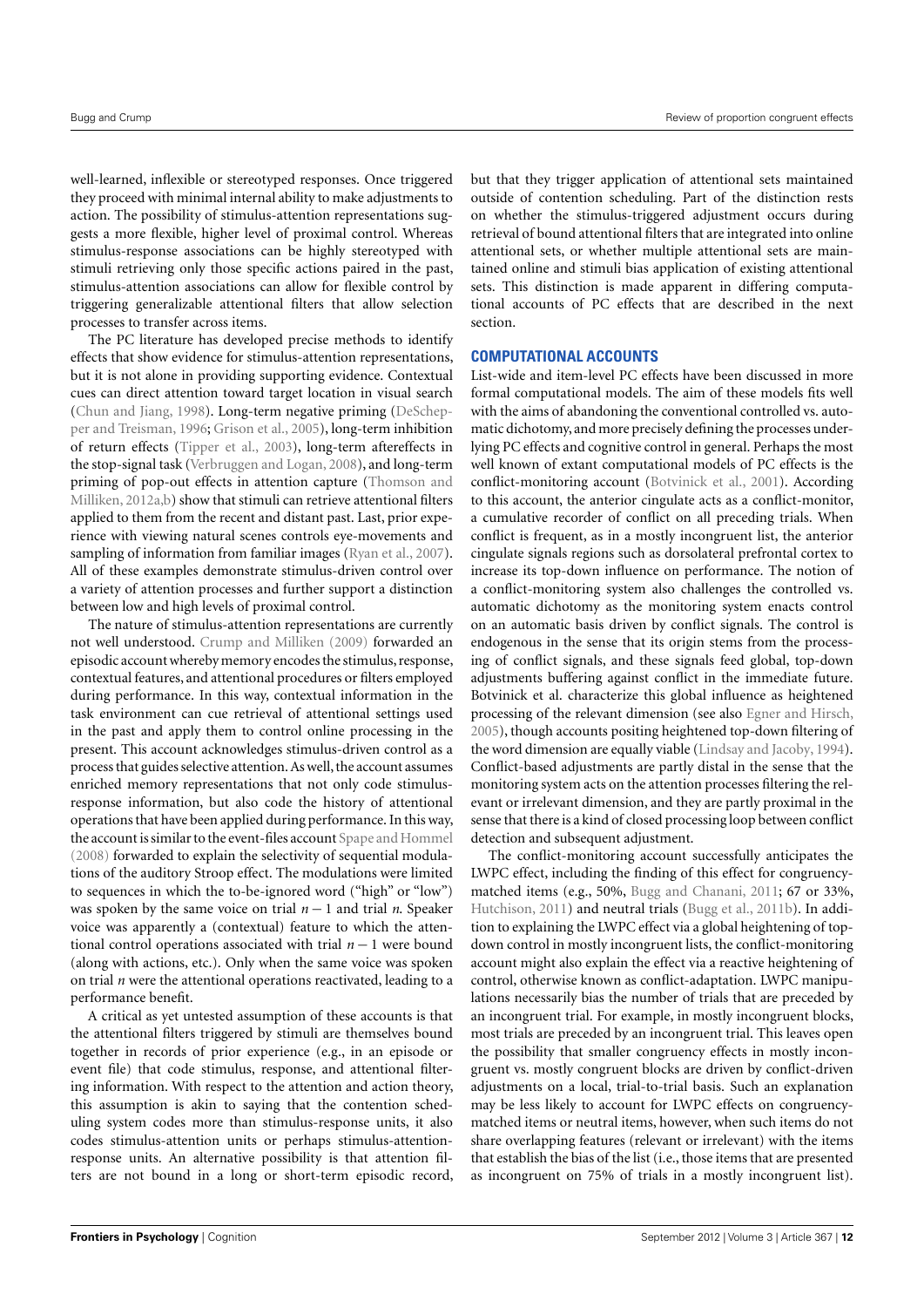well-learned, inflexible or stereotyped responses. Once triggered they proceed with minimal internal ability to make adjustments to action. The possibility of stimulus-attention representations suggests a more flexible, higher level of proximal control. Whereas stimulus-response associations can be highly stereotyped with stimuli retrieving only those specific actions paired in the past, stimulus-attention associations can allow for flexible control by triggering generalizable attentional filters that allow selection processes to transfer across items.

The PC literature has developed precise methods to identify effects that show evidence for stimulus-attention representations, but it is not alone in providing supporting evidence. Contextual cues can direct attention toward target location in visual search (Chun and Jiang, 1998). Long-term negative priming (DeSchepper and Treisman, 1996; Grison et al., 2005), long-term inhibition of return effects (Tipper et al., 2003), long-term aftereffects in the stop-signal task (Verbruggen and Logan, 2008), and long-term priming of pop-out effects in attention capture (Thomson and Milliken, 2012a,b) show that stimuli can retrieve attentional filters applied to them from the recent and distant past. Last, prior experience with viewing natural scenes controls eye-movements and sampling of information from familiar images (Ryan et al., 2007). All of these examples demonstrate stimulus-driven control over a variety of attention processes and further support a distinction between low and high levels of proximal control.

The nature of stimulus-attention representations are currently not well understood. Crump and Milliken (2009) forwarded an episodic account whereby memory encodes the stimulus, response, contextual features, and attentional procedures or filters employed during performance. In this way, contextual information in the task environment can cue retrieval of attentional settings used in the past and apply them to control online processing in the present. This account acknowledges stimulus-driven control as a process that guides selective attention. As well, the account assumes enriched memory representations that not only code stimulus-response information, but also code the history of attentional operations that have been applied during performance. In this way, the account is similar to the event-files account Spape and Hommel (2008) forwarded to explain the selectivity of sequential modulations of the auditory Stroop effect. The modulations were limited to sequences in which the to-be-ignored word ("high" or "low") was spoken by the same voice on trial $n-1$ and trial $n$. Speaker voice was apparently a (contextual) feature to which the attentional control operations associated with trial $n-1$ were bound (along with actions, etc.). Only when the same voice was spoken on trial $n$ were the attentional operations reactivated, leading to a performance benefit.

A critical as yet untested assumption of these accounts is that the attentional filters triggered by stimuli are themselves bound together in records of prior experience (e.g., in an episode or event file) that code stimulus, response, and attentional filtering information. With respect to the attention and action theory, this assumption is akin to saying that the contention scheduling system codes more than stimulus-response units, it also codes stimulus-attention units or perhaps stimulus-attention-response units. An alternative possibility is that attention filters are not bound in a long or short-term episodic record, but that they trigger application of attentional sets maintained outside of contention scheduling. Part of the distinction rests on whether the stimulus-triggered adjustment occurs during retrieval of bound attentional filters that are integrated into online attentional sets, or whether multiple attentional sets are maintained online and stimuli bias application of existing attentional sets. This distinction is made apparent in differing computational accounts of PC effects that are described in the next section.

## COMPUTATIONAL ACCOUNTS

List-wide and item-level PC effects have been discussed in more formal computational models. The aim of these models fits well with the aims of abandoning the conventional controlled vs. automatic dichotomy, and more precisely defining the processes underlying PC effects and cognitive control in general. Perhaps the most well known of extant computational models of PC effects is the conflict-monitoring account (Botvinick et al., 2001). According to this account, the anterior cingulate acts as a conflict-monitor, a cumulative recorder of conflict on all preceding trials. When conflict is frequent, as in a mostly incongruent list, the anterior cingulate signals regions such as dorsolateral prefrontal cortex to increase its top-down influence on performance. The notion of a conflict-monitoring system also challenges the controlled vs. automatic dichotomy as the monitoring system enacts control on an automatic basis driven by conflict signals. The control is endogenous in the sense that its origin stems from the processing of conflict signals, and these signals feed global, top-down adjustments buffering against conflict in the immediate future. Botvinick et al. characterize this global influence as heightened processing of the relevant dimension (see also Egner and Hirsch, 2005), though accounts positing heightened top-down filtering of the word dimension are equally viable (Lindsay and Jacoby, 1994). Conflict-based adjustments are partly distal in the sense that the monitoring system acts on the attention processes filtering the relevant or irrelevant dimension, and they are partly proximal in the sense that there is a kind of closed processing loop between conflict detection and subsequent adjustment.

The conflict-monitoring account successfully anticipates the LWPC effect, including the finding of this effect for congruency-matched items (e.g., 50%, Bugg and Chanani, 2011; 67 or 33%, Hutchison, 2011) and neutral trials (Bugg et al., 2011b). In addition to explaining the LWPC effect via a global heightening of top-down control in mostly incongruent lists, the conflict-monitoring account might also explain the effect via a reactive heightening of control, otherwise known as conflict-adaptation. LWPC manipulations necessarily bias the number of trials that are preceded by an incongruent trial. For example, in mostly incongruent blocks, most trials are preceded by an incongruent trial. This leaves open the possibility that smaller congruency effects in mostly incongruent vs. mostly congruent blocks are driven by conflict-driven adjustments on a local, trial-to-trial basis. Such an explanation may be less likely to account for LWPC effects on congruency-matched items or neutral items, however, when such items do not share overlapping features (relevant or irrelevant) with the items that establish the bias of the list (i.e., those items that are presented as incongruent on 75% of trials in a mostly incongruent list).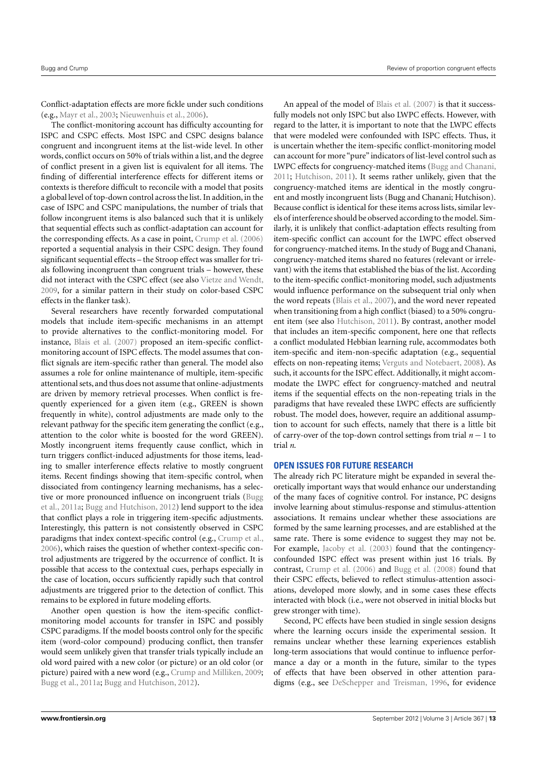Conflict-adaptation effects are more fickle under such conditions (e.g., Mayr et al., 2003; Nieuwenhuis et al., 2006).

The conflict-monitoring account has difficulty accounting for ISPC and CSPC effects. Most ISPC and CSPC designs balance congruent and incongruent items at the list-wide level. In other words, conflict occurs on 50% of trials within a list, and the degree of conflict present in a given list is equivalent for all items. The finding of differential interference effects for different items or contexts is therefore difficult to reconcile with a model that posits a global level of top-down control across the list. In addition, in the case of ISPC and CSPC manipulations, the number of trials that follow incongruent items is also balanced such that it is unlikely that sequential effects such as conflict-adaptation can account for the corresponding effects. As a case in point, Crump et al. (2006) reported a sequential analysis in their CSPC design. They found significant sequential effects – the Stroop effect was smaller for trials following incongruent than congruent trials – however, these did not interact with the CSPC effect (see also Vietze and Wendt, 2009, for a similar pattern in their study on color-based CSPC effects in the flanker task).

Several researchers have recently forwarded computational models that include item-specific mechanisms in an attempt to provide alternatives to the conflict-monitoring model. For instance, Blais et al. (2007) proposed an item-specific conflict-monitoring account of ISPC effects. The model assumes that conflict signals are item-specific rather than general. The model also assumes a role for online maintenance of multiple, item-specific attentional sets, and thus does not assume that online-adjustments are driven by memory retrieval processes. When conflict is frequently experienced for a given item (e.g., GREEN is shown frequently in white), control adjustments are made only to the relevant pathway for the specific item generating the conflict (e.g., attention to the color white is boosted for the word GREEN). Mostly incongruent items frequently cause conflict, which in turn triggers conflict-induced adjustments for those items, leading to smaller interference effects relative to mostly congruent items. Recent findings showing that item-specific control, when dissociated from contingency learning mechanisms, has a selective or more pronounced influence on incongruent trials (Bugg et al., 2011a; Bugg and Hutchison, 2012) lend support to the idea that conflict plays a role in triggering item-specific adjustments. Interestingly, this pattern is not consistently observed in CSPC paradigms that index context-specific control (e.g., Crump et al., 2006), which raises the question of whether context-specific control adjustments are triggered by the occurrence of conflict. It is possible that access to the contextual cues, perhaps especially in the case of location, occurs sufficiently rapidly such that control adjustments are triggered prior to the detection of conflict. This remains to be explored in future modeling efforts.

Another open question is how the item-specific conflict-monitoring model accounts for transfer in ISPC and possibly CSPC paradigms. If the model boosts control only for the specific item (word-color compound) producing conflict, then transfer would seem unlikely given that transfer trials typically include an old word paired with a new color (or picture) or an old color (or picture) paired with a new word (e.g., Crump and Milliken, 2009; Bugg et al., 2011a; Bugg and Hutchison, 2012).

An appeal of the model of Blais et al. (2007) is that it successfully models not only ISPC but also LWPC effects. However, with regard to the latter, it is important to note that the LWPC effects that were modeled were confounded with ISPC effects. Thus, it is uncertain whether the item-specific conflict-monitoring model can account for more "pure" indicators of list-level control such as LWPC effects for congruency-matched items (Bugg and Chanani, 2011; Hutchison, 2011). It seems rather unlikely, given that the congruency-matched items are identical in the mostly congruent and mostly incongruent lists (Bugg and Chanani; Hutchison). Because conflict is identical for these items across lists, similar levels of interference should be observed according to the model. Similarly, it is unlikely that conflict-adaptation effects resulting from item-specific conflict can account for the LWPC effect observed for congruency-matched items. In the study of Bugg and Chanani, congruency-matched items shared no features (relevant or irrelevant) with the items that established the bias of the list. According to the item-specific conflict-monitoring model, such adjustments would influence performance on the subsequent trial only when the word repeats (Blais et al., 2007), and the word never repeated when transitioning from a high conflict (biased) to a 50% congruent item (see also Hutchison, 2011). By contrast, another model that includes an item-specific component, here one that reflects a conflict modulated Hebbian learning rule, accommodates both item-specific and item-non-specific adaptation (e.g., sequential effects on non-repeating items; Verguts and Notebaert, 2008). As such, it accounts for the ISPC effect. Additionally, it might accommodate the LWPC effect for congruency-matched and neutral items if the sequential effects on the non-repeating trials in the paradigms that have revealed these LWPC effects are sufficiently robust. The model does, however, require an additional assumption to account for such effects, namely that there is a little bit of carry-over of the top-down control settings from trial $n-1$ to trial $n$.

## OPEN ISSUES FOR FUTURE RESEARCH

The already rich PC literature might be expanded in several theoretically important ways that would enhance our understanding of the many faces of cognitive control. For instance, PC designs involve learning about stimulus-response and stimulus-attention associations. It remains unclear whether these associations are formed by the same learning processes, and are established at the same rate. There is some evidence to suggest they may not be. For example, Jacoby et al. (2003) found that the contingency-confounded ISPC effect was present within just 16 trials. By contrast, Crump et al. (2006) and Bugg et al. (2008) found that their CSPC effects, believed to reflect stimulus-attention associations, developed more slowly, and in some cases these effects interacted with block (i.e., were not observed in initial blocks but grew stronger with time).

Second, PC effects have been studied in single session designs where the learning occurs inside the experimental session. It remains unclear whether these learning experiences establish long-term associations that would continue to influence performance a day or a month in the future, similar to the types of effects that have been observed in other attention paradigms (e.g., see DeSchepper and Treisman, 1996, for evidence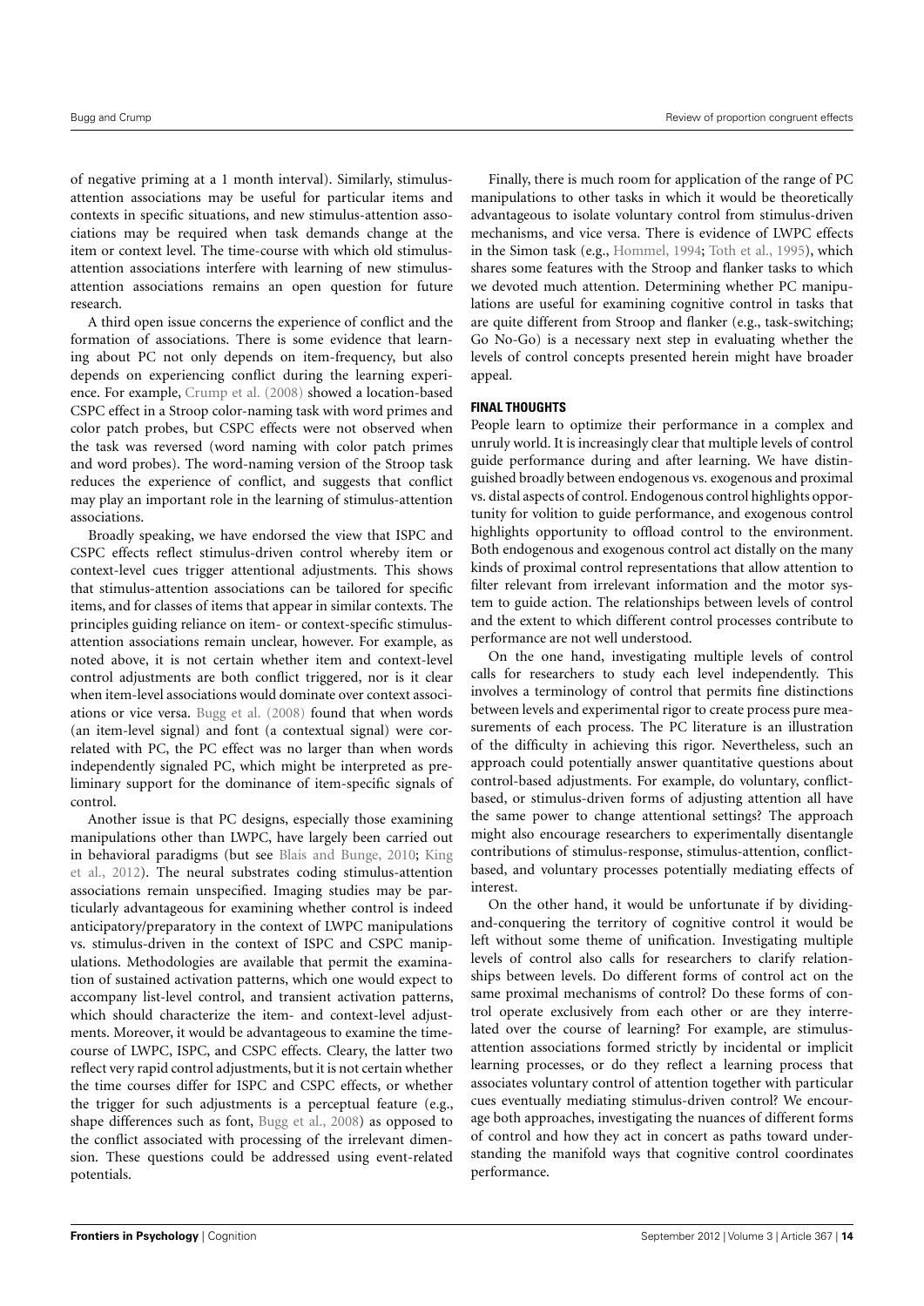of negative priming at a 1 month interval). Similarly, stimulus-attention associations may be useful for particular items and contexts in specific situations, and new stimulus-attention associations may be required when task demands change at the item or context level. The time-course with which old stimulus-attention associations interfere with learning of new stimulus-attention associations remains an open question for future research.

A third open issue concerns the experience of conflict and the formation of associations. There is some evidence that learning about PC not only depends on item-frequency, but also depends on experiencing conflict during the learning experience. For example, Crump et al. (2008) showed a location-based CSPC effect in a Stroop color-naming task with word primes and color patch probes, but CSPC effects were not observed when the task was reversed (word naming with color patch primes and word probes). The word-naming version of the Stroop task reduces the experience of conflict, and suggests that conflict may play an important role in the learning of stimulus-attention associations.

Broadly speaking, we have endorsed the view that ISPC and CSPC effects reflect stimulus-driven control whereby item or context-level cues trigger attentional adjustments. This shows that stimulus-attention associations can be tailored for specific items, and for classes of items that appear in similar contexts. The principles guiding reliance on item- or context-specific stimulus-attention associations remain unclear, however. For example, as noted above, it is not certain whether item and context-level control adjustments are both conflict triggered, nor is it clear when item-level associations would dominate over context associations or vice versa. Bugg et al. (2008) found that when words (an item-level signal) and font (a contextual signal) were correlated with PC, the PC effect was no larger than when words independently signaled PC, which might be interpreted as preliminary support for the dominance of item-specific signals of control.

Another issue is that PC designs, especially those examining manipulations other than LWPC, have largely been carried out in behavioral paradigms (but see Blais and Bunge, 2010; King et al., 2012). The neural substrates coding stimulus-attention associations remain unspecified. Imaging studies may be particularly advantageous for examining whether control is indeed anticipatory/preparatory in the context of LWPC manipulations vs. stimulus-driven in the context of ISPC and CSPC manipulations. Methodologies are available that permit the examination of sustained activation patterns, which one would expect to accompany list-level control, and transient activation patterns, which should characterize the item- and context-level adjustments. Moreover, it would be advantageous to examine the time-course of LWPC, ISPC, and CSPC effects. Cleary, the latter two reflect very rapid control adjustments, but it is not certain whether the time courses differ for ISPC and CSPC effects, or whether the trigger for such adjustments is a perceptual feature (e.g., shape differences such as font, Bugg et al., 2008) as opposed to the conflict associated with processing of the irrelevant dimension. These questions could be addressed using event-related potentials.

Finally, there is much room for application of the range of PC manipulations to other tasks in which it would be theoretically advantageous to isolate voluntary control from stimulus-driven mechanisms, and vice versa. There is evidence of LWPC effects in the Simon task (e.g., Hommel, 1994; Toth et al., 1995), which shares some features with the Stroop and flanker tasks to which we devoted much attention. Determining whether PC manipulations are useful for examining cognitive control in tasks that are quite different from Stroop and flanker (e.g., task-switching; Go No-Go) is a necessary next step in evaluating whether the levels of control concepts presented herein might have broader appeal.

## FINAL THOUGHTS

People learn to optimize their performance in a complex and unruly world. It is increasingly clear that multiple levels of control guide performance during and after learning. We have distinguished broadly between endogenous vs. exogenous and proximal vs. distal aspects of control. Endogenous control highlights opportunity for volition to guide performance, and exogenous control highlights opportunity to offload control to the environment. Both endogenous and exogenous control act distally on the many kinds of proximal control representations that allow attention to filter relevant from irrelevant information and the motor system to guide action. The relationships between levels of control and the extent to which different control processes contribute to performance are not well understood.

On the one hand, investigating multiple levels of control calls for researchers to study each level independently. This involves a terminology of control that permits fine distinctions between levels and experimental rigor to create process pure measurements of each process. The PC literature is an illustration of the difficulty in achieving this rigor. Nevertheless, such an approach could potentially answer quantitative questions about control-based adjustments. For example, do voluntary, conflict-based, or stimulus-driven forms of adjusting attention all have the same power to change attentional settings? The approach might also encourage researchers to experimentally disentangle contributions of stimulus-response, stimulus-attention, conflict-based, and voluntary processes potentially mediating effects of interest.

On the other hand, it would be unfortunate if by dividing-and-conquering the territory of cognitive control it would be left without some theme of unification. Investigating multiple levels of control also calls for researchers to clarify relationships between levels. Do different forms of control act on the same proximal mechanisms of control? Do these forms of control operate exclusively from each other or are they interrelated over the course of learning? For example, are stimulus-attention associations formed strictly by incidental or implicit learning processes, or do they reflect a learning process that associates voluntary control of attention together with particular cues eventually mediating stimulus-driven control? We encourage both approaches, investigating the nuances of different forms of control and how they act in concert as paths toward understanding the manifold ways that cognitive control coordinates performance.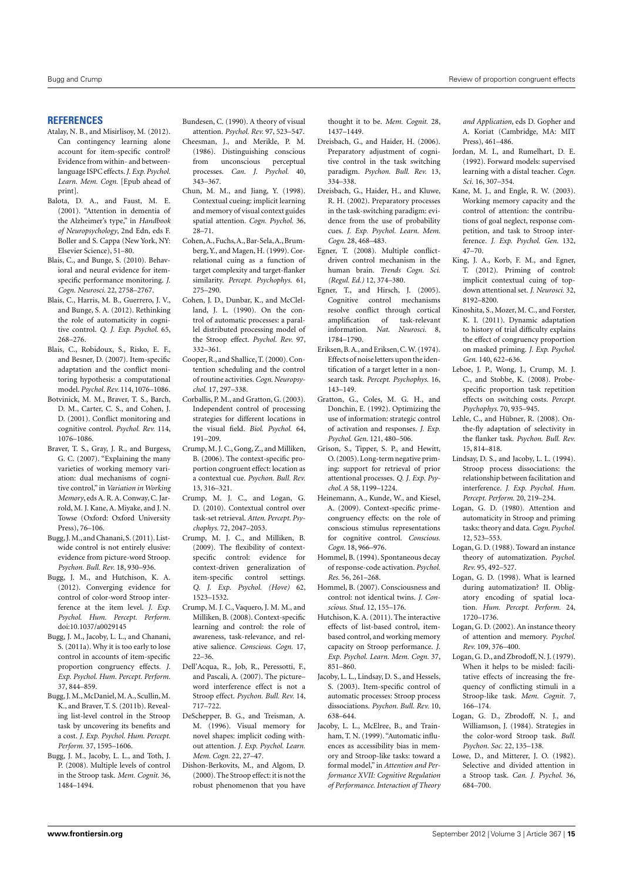## REFERENCES

Atalay, N. B., and Misirlisoy, M. (2012). Can contingency learning alone account for item-specific control? Evidence from within- and between-language ISPC effects. *J. Exp. Psychol. Learn. Mem. Cogn.* [Epub ahead of print].

Balota, D. A., and Faust, M. E. (2001). "Attention in dementia of the Alzheimer's type," in *Handbook of Neuropsychology*, 2nd Edn, eds F. Boller and S. Cappa (New York, NY: Elsevier Science), 51–80.

Blais, C., and Bunge, S. (2010). Behavioral and neural evidence for item-specific performance monitoring. *J. Cogn. Neurosci.* 22, 2758–2767.

Blais, C., Harris, M. B., Guerrero, J. V., and Bunge, S. A. (2012). Rethinking the role of automaticity in cognitive control. *Q. J. Exp. Psychol.* 65, 268–276.

Blais, C., Robidoux, S., Risko, E. F., and Besner, D. (2007). Item-specific adaptation and the conflict monitoring hypothesis: a computational model. *Psychol. Rev.* 114, 1076–1086.

Botvinick, M. M., Braver, T. S., Barch, D. M., Carter, C. S., and Cohen, J. D. (2001). Conflict monitoring and cognitive control. *Psychol. Rev.* 114, 1076–1086.

Braver, T. S., Gray, J. R., and Burgess, G. C. (2007). "Explaining the many varieties of working memory variation: dual mechanisms of cognitive control," in *Variation in Working Memory*, eds A. R. A. Conway, C. Jarrold, M. J. Kane, A. Miyake, and J. N. Towse (Oxford: Oxford University Press), 76–106.

Bugg, J. M., and Chanani, S. (2011). List-wide control is not entirely elusive: evidence from picture-word Stroop. *Psychon. Bull. Rev.* 18, 930–936.

Bugg, J. M., and Hutchison, K. A. (2012). Converging evidence for control of color-word Stroop interference at the item level. *J. Exp. Psychol. Hum. Percept. Perform.* doi:10.1037/a0029145

Bugg, J. M., Jacoby, L. L., and Chanani, S. (2011a). Why it is too early to lose control in accounts of item-specific proportion congruency effects. *J. Exp. Psychol. Hum. Percept. Perform.* 37, 844–859.

Bugg, J. M., McDaniel, M. A., Scullin, M. K., and Braver, T. S. (2011b). Revealing list-level control in the Stroop task by uncovering its benefits and a cost. *J. Exp. Psychol. Hum. Percept. Perform.* 37, 1595–1606.

Bugg, J. M., Jacoby, L. L., and Toth, J. P. (2008). Multiple levels of control in the Stroop task. *Mem. Cognit.* 36, 1484–1494.

Bundesen, C. (1990). A theory of visual attention. *Psychol. Rev.* 97, 523–547.

Cheesman, J., and Merikle, P. M. (1986). Distinguishing conscious from unconscious perceptual processes. *Can. J. Psychol.* 40, 343–367.

Chun, M. M., and Jiang, Y. (1998). Contextual cueing: implicit learning and memory of visual context guides spatial attention. *Cogn. Psychol.* 36, 28–71.

Cohen, A., Fuchs, A., Bar-Sela, A., Brumberg, Y., and Magen, H. (1999). Correlational cuing as a function of target complexity and target-flanker similarity. *Percept. Psychophys.* 61, 275–290.

Cohen, J. D., Dunbar, K., and McClelland, J. L. (1990). On the control of automatic processes: a parallel distributed processing model of the Stroop effect. *Psychol. Rev.* 97, 332–361.

Cooper, R., and Shallice, T. (2000). Contention scheduling and the control of routine activities. *Cogn. Neuropsychol.* 17, 297–338.

Corballis, P. M., and Gratton, G. (2003). Independent control of processing strategies for different locations in the visual field. *Biol. Psychol.* 64, 191–209.

Crump, M. J. C., Gong, Z., and Milliken, B. (2006). The context-specific proportion congruent effect: location as a contextual cue. *Psychon. Bull. Rev.* 13, 316–321.

Crump, M. J. C., and Logan, G. D. (2010). Contextual control over task-set retrieval. *Atten. Percept. Psychophys.* 72, 2047–2053.

Crump, M. J. C., and Milliken, B. (2009). The flexibility of context-specific control: evidence for context-driven generalization of item-specific control settings. *Q. J. Exp. Psychol. (Hove)* 62, 1523–1532.

Crump, M. J. C., Vaquero, J. M. M., and Milliken, B. (2008). Context-specific learning and control: the role of awareness, task-relevance, and relative salience. *Conscious. Cogn.* 17, 22–36.

Dell'Acqua, R., Job, R., Peressotti, F., and Pascali, A. (2007). The picture–word interference effect is not a Stroop effect. *Psychon. Bull. Rev.* 14, 717–722.

DeSchepper, B. G., and Treisman, A. M. (1996). Visual memory for novel shapes: implicit coding without attention. *J. Exp. Psychol. Learn. Mem. Cogn.* 22, 27–47.

Dishon-Berkovits, M., and Algom, D. (2000). The Stroop effect: it is not the robust phenomenon that you have thought it to be. *Mem. Cognit.* 28, 1437–1449.

Dreisbach, G., and Haider, H. (2006). Preparatory adjustment of cognitive control in the task switching paradigm. *Psychon. Bull. Rev.* 13, 334–338.

Dreisbach, G., Haider, H., and Kluwe, R. H. (2002). Preparatory processes in the task-switching paradigm: evidence from the use of probability cues. *J. Exp. Psychol. Learn. Mem. Cogn.* 28, 468–483.

Egner, T. (2008). Multiple conflict-driven control mechanism in the human brain. *Trends Cogn. Sci. (Regul. Ed.)* 12, 374–380.

Egner, T., and Hirsch, J. (2005). Cognitive control mechanisms resolve conflict through cortical amplification of task-relevant information. *Nat. Neurosci.* 8, 1784–1790.

Eriksen, B. A., and Eriksen, C. W. (1974). Effects of noise letters upon the identification of a target letter in a non-search task. *Percept. Psychophys.* 16, 143–149.

Gratton, G., Coles, M. G. H., and Donchin, E. (1992). Optimizing the use of information: strategic control of activation and responses. *J. Exp. Psychol. Gen.* 121, 480–506.

Grison, S., Tipper, S. P., and Hewitt, O. (2005). Long-term negative priming: support for retrieval of prior attentional processes. *Q. J. Exp. Psychol. A* 58, 1199–1224.

Heinemann, A., Kunde, W., and Kiesel, A. (2009). Context-specific prime-congruency effects: on the role of conscious stimulus representations for cognitive control. *Conscious. Cogn.* 18, 966–976.

Hommel, B. (1994). Spontaneous decay of response-code activation. *Psychol. Res.* 56, 261–268.

Hommel, B. (2007). Consciousness and control: not identical twins. *J. Conscious. Stud.* 12, 155–176.

Hutchison, K. A. (2011). The interactive effects of list-based control, item-based control, and working memory capacity on Stroop performance. *J. Exp. Psychol. Learn. Mem. Cogn.* 37, 851–860.

Jacoby, L. L., Lindsay, D. S., and Hessels, S. (2003). Item-specific control of automatic processes: Stroop process dissociations. *Psychon. Bull. Rev.* 10, 638–644.

Jacoby, L. L., McElree, B., and Trainham, T. N. (1999). "Automatic influences as accessibility bias in memory and Stroop-like tasks: toward a formal model," in *Attention and Performance XVII: Cognitive Regulation of Performance. Interaction of Theory and Application*, eds D. Gopher and A. Koriat (Cambridge, MA: MIT Press), 461–486.

Jordan, M. I., and Rumelhart, D. E. (1992). Forward models: supervised learning with a distal teacher. *Cogn. Sci.* 16, 307–354.

Kane, M. J., and Engle, R. W. (2003). Working memory capacity and the control of attention: the contributions of goal neglect, response competition, and task set to Stroop interference. *J. Exp. Psychol. Gen.* 132, 47–70.

King, J. A., Korb, F. M., and Egner, T. (2012). Priming of control: implicit contextual cuing of top-down attentional set. *J. Neurosci.* 32, 8192–8200.

Kinoshita, S., Mozer, M. C., and Forster, K. I. (2011). Dynamic adaptation to history of trial difficulty explains the effect of congruency proportion on masked priming. *J. Exp. Psychol. Gen.* 140, 622–636.

Leboe, J. P., Wong, J., Crump, M. J. C., and Stobbe, K. (2008). Probe-specific proportion task repetition effects on switching costs. *Percept. Psychophys.* 70, 935–945.

Lehle, C., and Hübner, R. (2008). On-the-fly adaptation of selectivity in the flanker task. *Psychon. Bull. Rev.* 15, 814–818.

Lindsay, D. S., and Jacoby, L. L. (1994). Stroop process dissociations: the relationship between facilitation and interference. *J. Exp. Psychol. Hum. Percept. Perform.* 20, 219–234.

Logan, G. D. (1980). Attention and automaticity in Stroop and priming tasks: theory and data. *Cogn. Psychol.* 12, 523–553.

Logan, G. D. (1988). Toward an instance theory of automatization. *Psychol. Rev.* 95, 492–527.

Logan, G. D. (1998). What is learned during automatization? II. Obligatory encoding of spatial location. *Hum. Percept. Perform.* 24, 1720–1736.

Logan, G. D. (2002). An instance theory of attention and memory. *Psychol. Rev.* 109, 376–400.

Logan, G. D., and Zbrodoff, N. J. (1979). When it helps to be misled: facilitative effects of increasing the frequency of conflicting stimuli in a Stroop-like task. *Mem. Cognit.* 7, 166–174.

Logan, G. D., Zbrodoff, N. J., and Williamson, J. (1984). Strategies in the color-word Stroop task. *Bull. Psychon. Soc.* 22, 135–138.

Lowe, D., and Mitterer, J. O. (1982). Selective and divided attention in a Stroop task. *Can. J. Psychol.* 36, 684–700.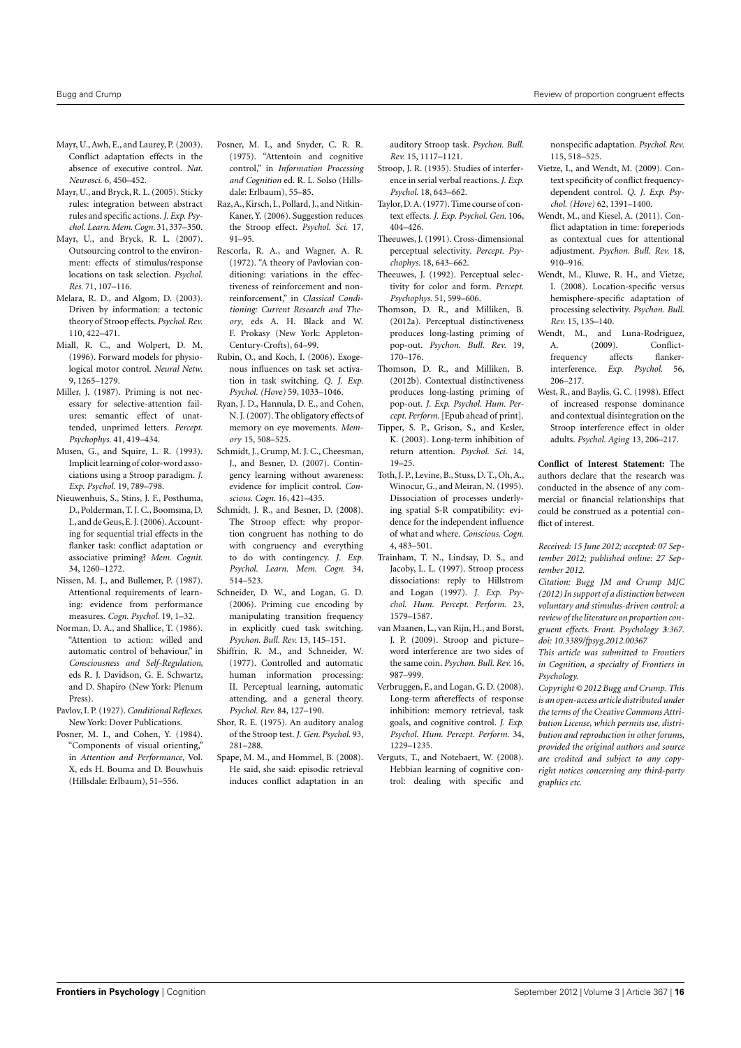Mayr, U., Awh, E., and Laurey, P. (2003). Conflict adaptation effects in the absence of executive control. *Nat. Neurosci.* 6, 450–452.

Mayr, U., and Bryck, R. L. (2005). Sticky rules: integration between abstract rules and specific actions. *J. Exp. Psychol. Learn. Mem. Cogn.* 31, 337–350.

Mayr, U., and Bryck, R. L. (2007). Outsourcing control to the environment: effects of stimulus/response locations on task selection. *Psychol. Res.* 71, 107–116.

Melara, R. D., and Algom, D. (2003). Driven by information: a tectonic theory of Stroop effects. *Psychol. Rev.* 110, 422–471.

Miall, R. C., and Wolpert, D. M. (1996). Forward models for physiological motor control. *Neural Netw.* 9, 1265–1279.

Miller, J. (1987). Priming is not necessary for selective-attention failures: semantic effect of unattended, unprimed letters. *Percept. Psychophys.* 41, 419–434.

Musen, G., and Squire, L. R. (1993). Implicit learning of color-word associations using a Stroop paradigm. *J. Exp. Psychol.* 19, 789–798.

Nieuwenhuis, S., Stins, J. F., Posthuma, D., Polderman, T. J. C., Boomsma, D. I., and de Geus, E. J. (2006). Accounting for sequential trial effects in the flanker task: conflict adaptation or associative priming? *Mem. Cognit.* 34, 1260–1272.

Nissen, M. J., and Bullemer, P. (1987). Attentional requirements of learning: evidence from performance measures. *Cogn. Psychol.* 19, 1–32.

Norman, D. A., and Shallice, T. (1986). "Attention to action: willed and automatic control of behaviour," in *Consciousness and Self-Regulation*, eds R. J. Davidson, G. E. Schwartz, and D. Shapiro (New York: Plenum Press).

Pavlov, I. P. (1927). *Conditional Reflexes*. New York: Dover Publications.

Posner, M. I., and Cohen, Y. (1984). "Components of visual orienting," in *Attention and Performance*, Vol. X, eds H. Bouma and D. Bouwhuis (Hillsdale: Erlbaum), 51–556.

Posner, M. I., and Snyder, C. R. R. (1975). "Attentoin and cognitive control," in *Information Processing and Cognition* ed. R. L. Solso (Hillsdale: Erlbaum), 55–85.

Raz, A., Kirsch, I., Pollard, J., and Nitkin-Kaner, Y. (2006). Suggestion reduces the Stroop effect. *Psychol. Sci.* 17, 91–95.

Rescorla, R. A., and Wagner, A. R. (1972). "A theory of Pavlovian conditioning: variations in the effectiveness of reinforcement and nonreinforcement," in *Classical Conditioning: Current Research and Theory*, eds A. H. Black and W. F. Prokasy (New York: Appleton-Century-Crofts), 64–99.

Rubin, O., and Koch, I. (2006). Exogenous influences on task set activation in task switching. *Q. J. Exp. Psychol. (Hove)* 59, 1033–1046.

Ryan, J. D., Hannula, D. E., and Cohen, N. J. (2007). The obligatory effects of memory on eye movements. *Memory* 15, 508–525.

Schmidt, J. R., Crump, M. J. C., Cheesman, J., and Besner, D. (2007). Contingency learning without awareness: evidence for implicit control. *Conscious. Cogn.* 16, 421–435.

Schmidt, J. R., and Besner, D. (2008). The Stroop effect: why proportion congruent has nothing to do with congruency and everything to do with contingency. *J. Exp. Psychol. Learn. Mem. Cogn.* 34, 514–523.

Schneider, D. W., and Logan, G. D. (2006). Priming cue encoding by manipulating transition frequency in explicitly cued task switching. *Psychon. Bull. Rev.* 13, 145–151.

Shiffrin, R. M., and Schneider, W. (1977). Controlled and automatic human information processing: II. Perceptual learning, automatic attending, and a general theory. *Psychol. Rev.* 84, 127–190.

Shor, R. E. (1975). An auditory analog of the Stroop test. *J. Gen. Psychol.* 93, 281–288.

Spape, M. M., and Hommel, B. (2008). He said, she said: episodic retrieval induces conflict adaptation in an auditory Stroop task. *Psychon. Bull. Rev.* 15, 1117–1121.

Stroop, J. R. (1935). Studies of interference in serial verbal reactions. *J. Exp. Psychol.* 18, 643–662.

Taylor, D. A. (1977). Time course of context effects. *J. Exp. Psychol. Gen.* 106, 404–426.

Theeuwes, J. (1991). Cross-dimensional perceptual selectivity. *Percept. Psychophys.* 18, 643–662.

Theeuwes, J. (1992). Perceptual selectivity for color and form. *Percept. Psychophys.* 51, 599–606.

Thomson, D. R., and Milliken, B. (2012a). Perceptual distinctiveness produces long-lasting priming of pop-out. *Psychon. Bull. Rev.* 19, 170–176.

Thomson, D. R., and Milliken, B. (2012b). Contextual distinctiveness produces long-lasting priming of pop-out. *J. Exp. Psychol. Hum. Percept. Perform.* [Epub ahead of print].

Tipper, S. P., Grison, S., and Kesler, K. (2003). Long-term inhibition of return attention. *Psychol. Sci.* 14, 19–25.

Toth, J. P., Levine, B., Stuss, D. T., Oh, A., Winocur, G., and Meiran, N. (1995). Dissociation of processes underlying spatial S-R compatibility: evidence for the independent influence of what and where. *Conscious. Cogn.* 4, 483–501.

Trainham, T. N., Lindsay, D. S., and Jacoby, L. L. (1997). Stroop process dissociations: reply to Hillstrom and Logan (1997). *J. Exp. Psychol. Hum. Percept. Perform.* 23, 1579–1587.

van Maanen, L., van Rijn, H., and Borst, J. P. (2009). Stroop and picture–word interference are two sides of the same coin. *Psychon. Bull. Rev.* 16, 987–999.

Verbruggen, F., and Logan, G. D. (2008). Long-term aftereffects of response inhibition: memory retrieval, task goals, and cognitive control. *J. Exp. Psychol. Hum. Percept. Perform.* 34, 1229–1235.

Verguts, T., and Notebaert, W. (2008). Hebbian learning of cognitive control: dealing with specific and nonspecific adaptation. *Psychol. Rev.* 115, 518–525.

Vietze, I., and Wendt, M. (2009). Context specificity of conflict frequency-dependent control. *Q. J. Exp. Psychol. (Hove)* 62, 1391–1400.

Wendt, M., and Kiesel, A. (2011). Conflict adaptation in time: foreperiods as contextual cues for attentional adjustment. *Psychon. Bull. Rev.* 18, 910–916.

Wendt, M., Kluwe, R. H., and Vietze, I. (2008). Location-specific versus hemisphere-specific adaptation of processing selectivity. *Psychon. Bull. Rev.* 15, 135–140.

Wendt, M., and Luna-Rodriguez, A. (2009). Conflict-frequency affects flanker-interference. *Exp. Psychol.* 56, 206–217.

West, R., and Baylis, G. C. (1998). Effect of increased response dominance and contextual disintegration on the Stroop interference effect in older adults. *Psychol. Aging* 13, 206–217.

**Conflict of Interest Statement:** The authors declare that the research was conducted in the absence of any commercial or financial relationships that could be construed as a potential conflict of interest.

*Received: 15 June 2012; accepted: 07 September 2012; published online: 27 September 2012.*

*Citation: Bugg JM and Crump MJC (2012) In support of a distinction between voluntary and stimulus-driven control: a review of the literature on proportion congruent effects. Front. Psychology **3**:367. doi: 10.3389/fpsyg.2012.00367*

*This article was submitted to Frontiers in Cognition, a specialty of Frontiers in Psychology.*

*Copyright © 2012 Bugg and Crump. This is an open-access article distributed under the terms of the Creative Commons Attribution License, which permits use, distribution and reproduction in other forums, provided the original authors and source are credited and subject to any copyright notices concerning any third-party graphics etc.*